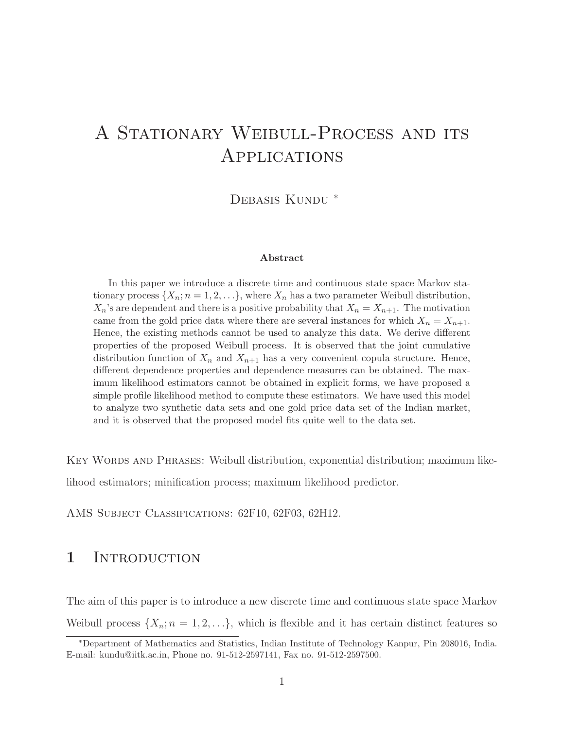# A Stationary Weibull-Process and its Applications

Debasis Kundu [*]

**Abstract**

In this paper we introduce a discrete time and continuous state space Markov stationary process $\{X_n; n = 1, 2, \ldots\}$, where $X_n$ has a two parameter Weibull distribution, $X_n$'s are dependent and there is a positive probability that $X_n = X_{n+1}$. The motivation came from the gold price data where there are several instances for which $X_n = X_{n+1}$. Hence, the existing methods cannot be used to analyze this data. We derive different properties of the proposed Weibull process. It is observed that the joint cumulative distribution function of $X_n$ and $X_{n+1}$ has a very convenient copula structure. Hence, different dependence properties and dependence measures can be obtained. The maximum likelihood estimators cannot be obtained in explicit forms, we have proposed a simple profile likelihood method to compute these estimators. We have used this model to analyze two synthetic data sets and one gold price data set of the Indian market, and it is observed that the proposed model fits quite well to the data set.

Key Words and Phrases: Weibull distribution, exponential distribution; maximum likelihood estimators; minification process; maximum likelihood predictor.

AMS Subject Classifications: 62F10, 62F03, 62H12.

## 1 Introduction

The aim of this paper is to introduce a new discrete time and continuous state space Markov Weibull process $\{X_n; n = 1, 2, \ldots\}$, which is flexible and it has certain distinct features so

[*] Department of Mathematics and Statistics, Indian Institute of Technology Kanpur, Pin 208016, India. E-mail: kundu@iitk.ac.in, Phone no. 91-512-2597141, Fax no. 91-512-2597500.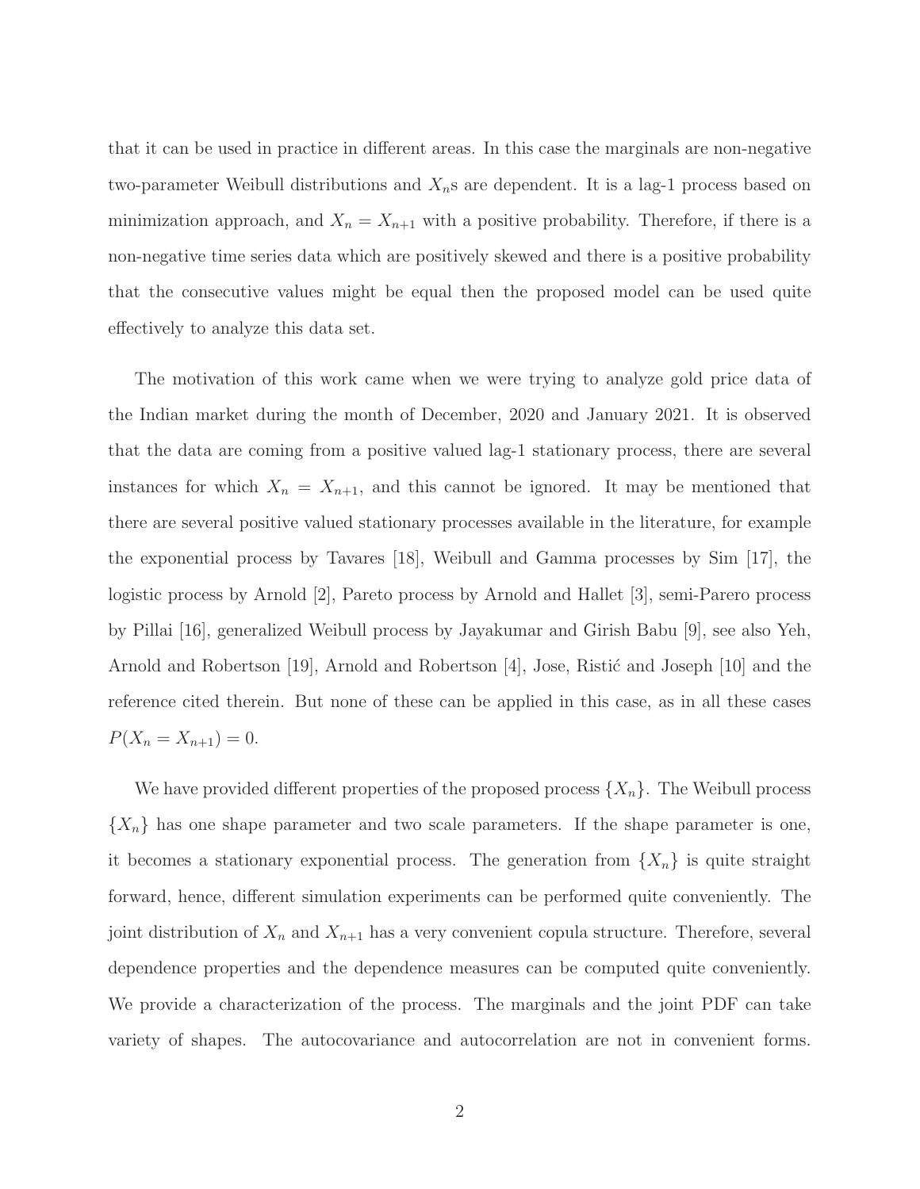that it can be used in practice in different areas. In this case the marginals are non-negative two-parameter Weibull distributions and $X_n$s are dependent. It is a lag-1 process based on minimization approach, and $X_n = X_{n+1}$ with a positive probability. Therefore, if there is a non-negative time series data which are positively skewed and there is a positive probability that the consecutive values might be equal then the proposed model can be used quite effectively to analyze this data set.

The motivation of this work came when we were trying to analyze gold price data of the Indian market during the month of December, 2020 and January 2021. It is observed that the data are coming from a positive valued lag-1 stationary process, there are several instances for which $X_n = X_{n+1}$, and this cannot be ignored. It may be mentioned that there are several positive valued stationary processes available in the literature, for example the exponential process by Tavares [18], Weibull and Gamma processes by Sim [17], the logistic process by Arnold [2], Pareto process by Arnold and Hallet [3], semi-Parero process by Pillai [16], generalized Weibull process by Jayakumar and Girish Babu [9], see also Yeh, Arnold and Robertson [19], Arnold and Robertson [4], Jose, Ristić and Joseph [10] and the reference cited therein. But none of these can be applied in this case, as in all these cases $P(X_n = X_{n+1}) = 0$.

We have provided different properties of the proposed process $\{X_n\}$. The Weibull process $\{X_n\}$ has one shape parameter and two scale parameters. If the shape parameter is one, it becomes a stationary exponential process. The generation from $\{X_n\}$ is quite straight forward, hence, different simulation experiments can be performed quite conveniently. The joint distribution of $X_n$ and $X_{n+1}$ has a very convenient copula structure. Therefore, several dependence properties and the dependence measures can be computed quite conveniently. We provide a characterization of the process. The marginals and the joint PDF can take variety of shapes. The autocovariance and autocorrelation are not in convenient forms.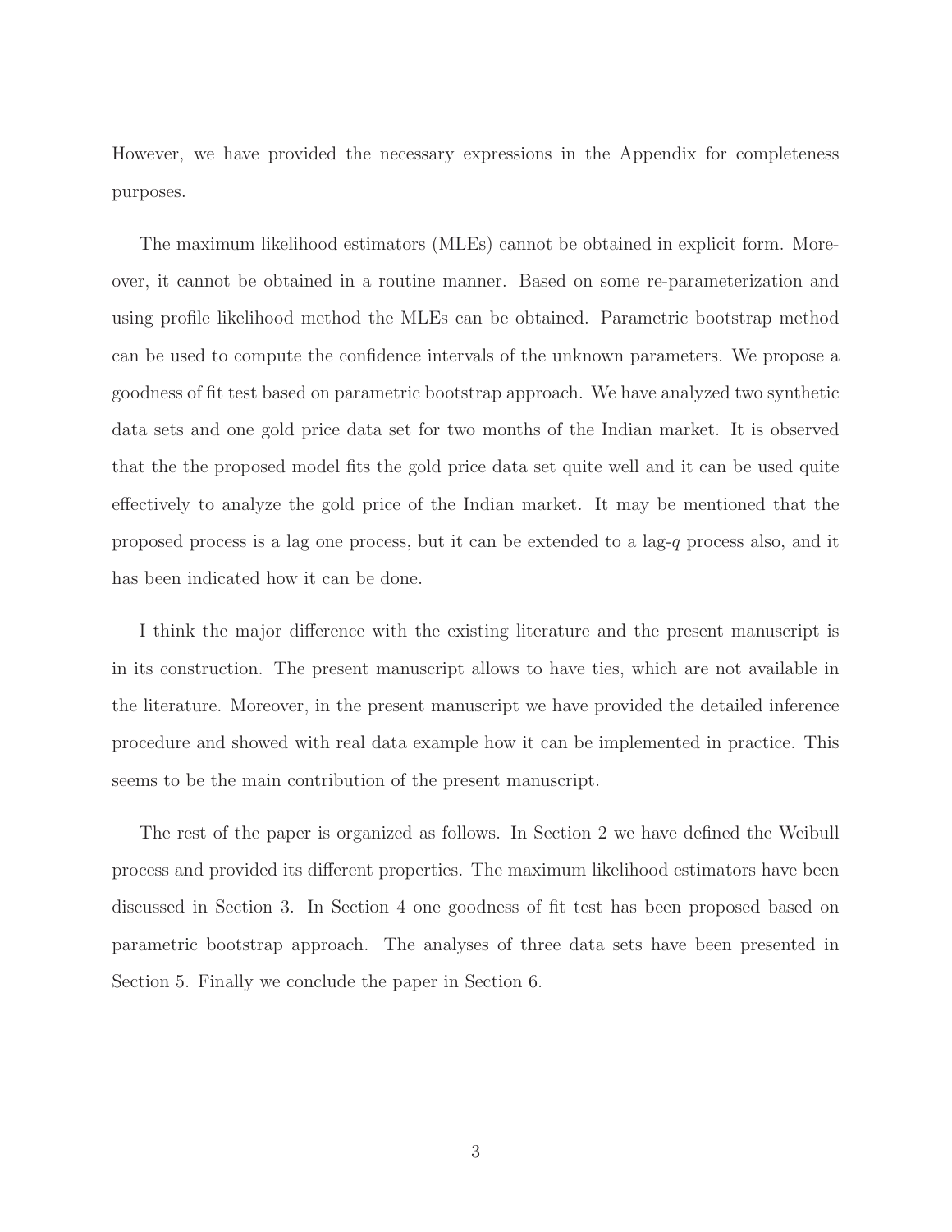However, we have provided the necessary expressions in the Appendix for completeness purposes.

The maximum likelihood estimators (MLEs) cannot be obtained in explicit form. Moreover, it cannot be obtained in a routine manner. Based on some re-parameterization and using profile likelihood method the MLEs can be obtained. Parametric bootstrap method can be used to compute the confidence intervals of the unknown parameters. We propose a goodness of fit test based on parametric bootstrap approach. We have analyzed two synthetic data sets and one gold price data set for two months of the Indian market. It is observed that the the proposed model fits the gold price data set quite well and it can be used quite effectively to analyze the gold price of the Indian market. It may be mentioned that the proposed process is a lag one process, but it can be extended to a lag-$q$ process also, and it has been indicated how it can be done.

I think the major difference with the existing literature and the present manuscript is in its construction. The present manuscript allows to have ties, which are not available in the literature. Moreover, in the present manuscript we have provided the detailed inference procedure and showed with real data example how it can be implemented in practice. This seems to be the main contribution of the present manuscript.

The rest of the paper is organized as follows. In Section 2 we have defined the Weibull process and provided its different properties. The maximum likelihood estimators have been discussed in Section 3. In Section 4 one goodness of fit test has been proposed based on parametric bootstrap approach. The analyses of three data sets have been presented in Section 5. Finally we conclude the paper in Section 6.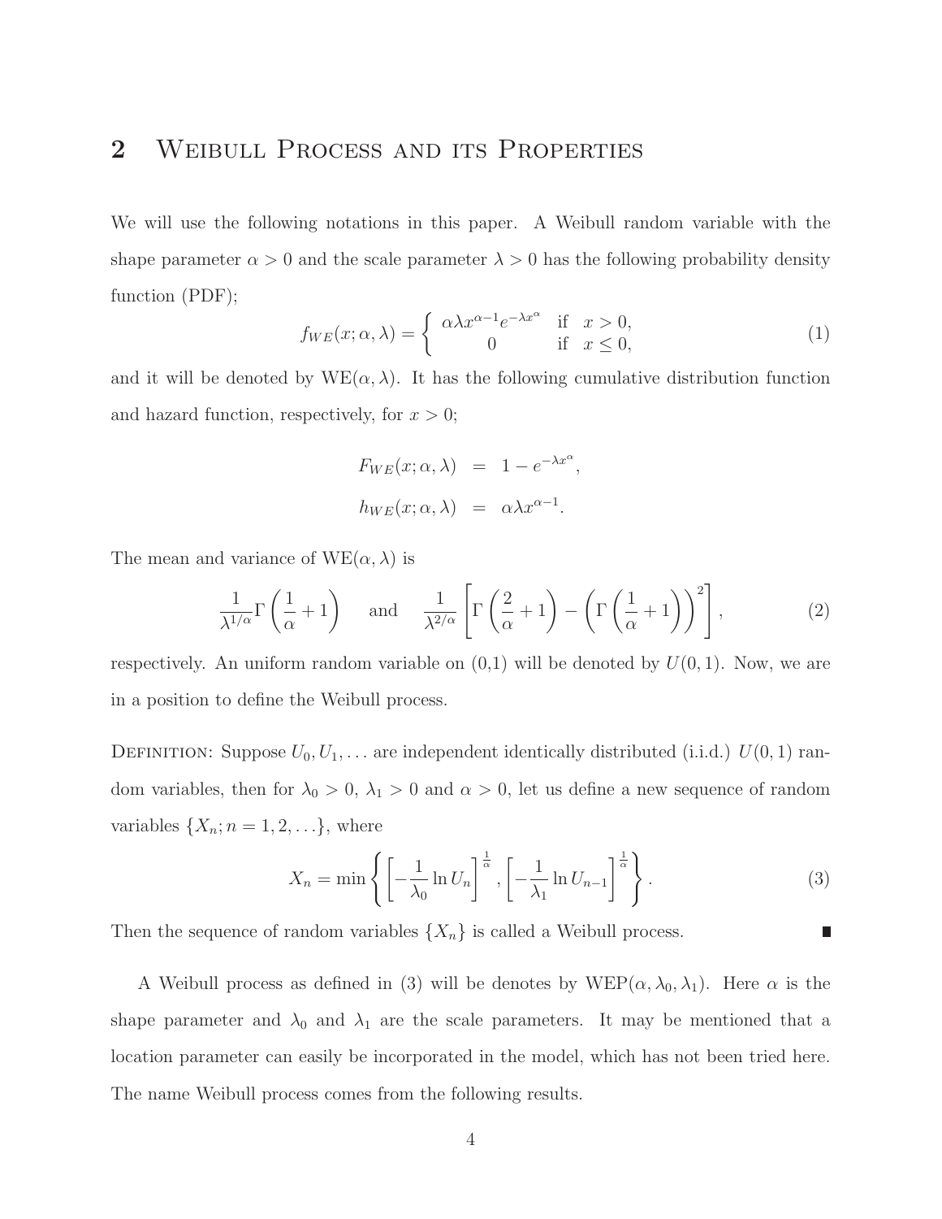## 2 Weibull Process and its Properties

We will use the following notations in this paper. A Weibull random variable with the shape parameter $\alpha > 0$ and the scale parameter $\lambda > 0$ has the following probability density function (PDF);

$$f_{WE}(x;\alpha,\lambda) = \begin{cases} \alpha\lambda x^{\alpha-1}e^{-\lambda x^{\alpha}} & \text{if} \quad x > 0, \\ 0 & \text{if} \quad x \leq 0, \end{cases} \tag{1}$$

and it will be denoted by $\text{WE}(\alpha, \lambda)$. It has the following cumulative distribution function and hazard function, respectively, for $x > 0$;

$$\begin{aligned} F_{WE}(x;\alpha,\lambda) &= 1 - e^{-\lambda x^{\alpha}}, \\ h_{WE}(x;\alpha,\lambda) &= \alpha\lambda x^{\alpha-1}. \end{aligned}$$

The mean and variance of $\text{WE}(\alpha, \lambda)$ is

$$\frac{1}{\lambda^{1/\alpha}}\Gamma\left(\frac{1}{\alpha}+1\right) \quad \text{and} \quad \frac{1}{\lambda^{2/\alpha}}\left[\Gamma\left(\frac{2}{\alpha}+1\right) - \left(\Gamma\left(\frac{1}{\alpha}+1\right)\right)^2\right], \tag{2}$$

respectively. An uniform random variable on (0,1) will be denoted by $U(0,1)$. Now, we are in a position to define the Weibull process.

Definition: Suppose $U_0, U_1, \ldots$ are independent identically distributed (i.i.d.) $U(0,1)$ random variables, then for $\lambda_0 > 0$, $\lambda_1 > 0$ and $\alpha > 0$, let us define a new sequence of random variables $\{X_n; n = 1, 2, \ldots\}$, where

$$X_n = \min\left\{\left[-\frac{1}{\lambda_0}\ln U_n\right]^{\frac{1}{\alpha}}, \left[-\frac{1}{\lambda_1}\ln U_{n-1}\right]^{\frac{1}{\alpha}}\right\}. \tag{3}$$

Then the sequence of random variables $\{X_n\}$ is called a Weibull process. ■

A Weibull process as defined in (3) will be denotes by $\text{WEP}(\alpha, \lambda_0, \lambda_1)$. Here $\alpha$ is the shape parameter and $\lambda_0$ and $\lambda_1$ are the scale parameters. It may be mentioned that a location parameter can easily be incorporated in the model, which has not been tried here. The name Weibull process comes from the following results.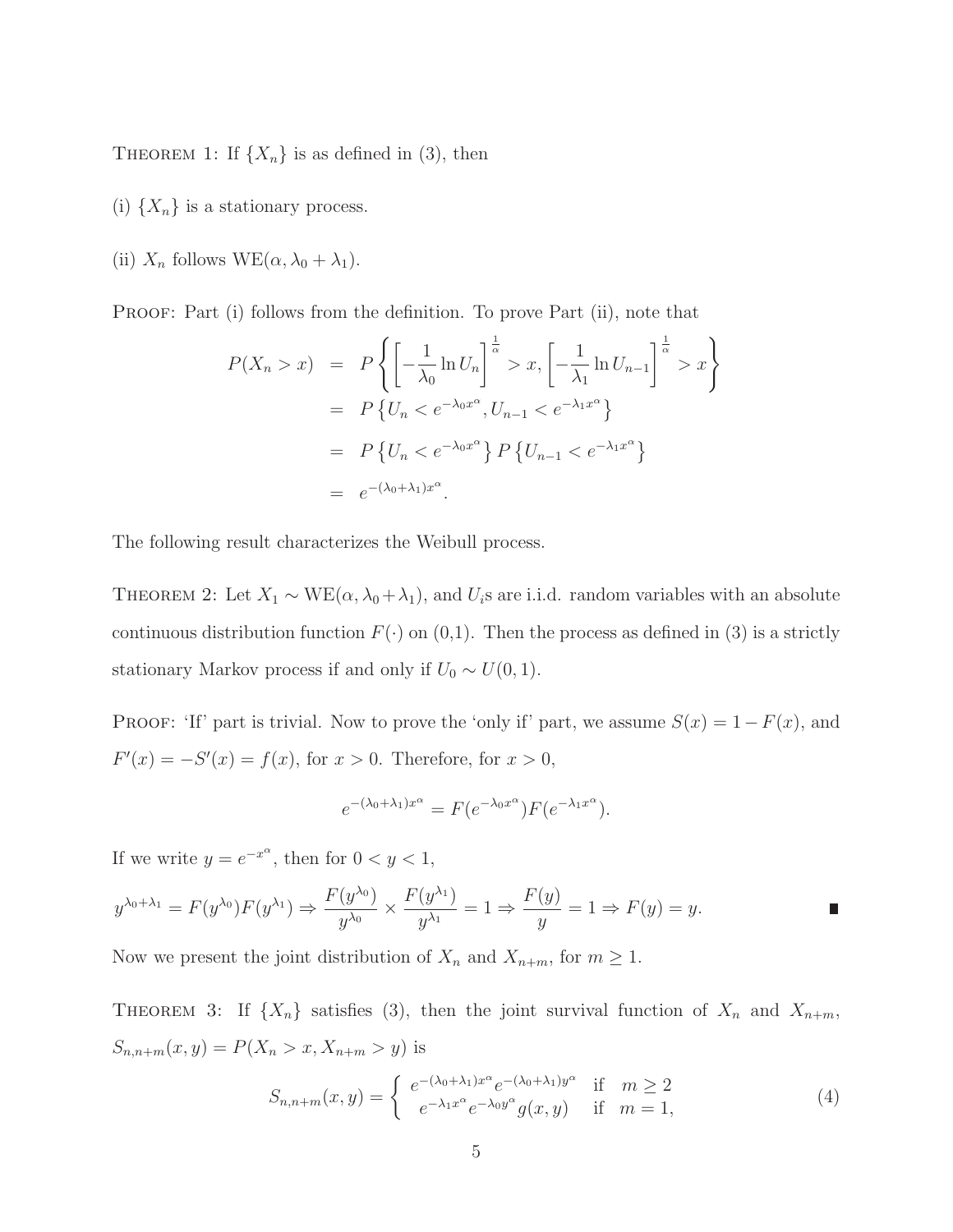Theorem 1: If $\{X_n\}$ is as defined in (3), then

(i) $\{X_n\}$ is a stationary process.

(ii) $X_n$ follows $\text{WE}(\alpha, \lambda_0 + \lambda_1)$.

Proof: Part (i) follows from the definition. To prove Part (ii), note that

$$
\begin{aligned}
P(X_n > x) &= P\left\{\left[-\frac{1}{\lambda_0}\ln U_n\right]^{\frac{1}{\alpha}} > x, \left[-\frac{1}{\lambda_1}\ln U_{n-1}\right]^{\frac{1}{\alpha}} > x\right\} \\
&= P\left\{U_n < e^{-\lambda_0 x^\alpha}, U_{n-1} < e^{-\lambda_1 x^\alpha}\right\} \\
&= P\left\{U_n < e^{-\lambda_0 x^\alpha}\right\} P\left\{U_{n-1} < e^{-\lambda_1 x^\alpha}\right\} \\
&= e^{-(\lambda_0+\lambda_1)x^\alpha}.
\end{aligned}
$$

The following result characterizes the Weibull process.

Theorem 2: Let $X_1 \sim \text{WE}(\alpha, \lambda_0 + \lambda_1)$, and $U_i$s are i.i.d. random variables with an absolute continuous distribution function $F(\cdot)$ on (0,1). Then the process as defined in (3) is a strictly stationary Markov process if and only if $U_0 \sim U(0,1)$.

Proof: 'If' part is trivial. Now to prove the 'only if' part, we assume $S(x) = 1 - F(x)$, and $F'(x) = -S'(x) = f(x)$, for $x > 0$. Therefore, for $x > 0$,

$$
e^{-(\lambda_0+\lambda_1)x^\alpha} = F(e^{-\lambda_0 x^\alpha})F(e^{-\lambda_1 x^\alpha}).
$$

If we write $y = e^{-x^\alpha}$, then for $0 < y < 1$,

$$
y^{\lambda_0+\lambda_1} = F(y^{\lambda_0})F(y^{\lambda_1}) \Rightarrow \frac{F(y^{\lambda_0})}{y^{\lambda_0}} \times \frac{F(y^{\lambda_1})}{y^{\lambda_1}} = 1 \Rightarrow \frac{F(y)}{y} = 1 \Rightarrow F(y) = y. \qquad \blacksquare
$$

Now we present the joint distribution of $X_n$ and $X_{n+m}$, for $m \geq 1$.

Theorem 3: If $\{X_n\}$ satisfies (3), then the joint survival function of $X_n$ and $X_{n+m}$, $S_{n,n+m}(x,y) = P(X_n > x, X_{n+m} > y)$ is

$$
S_{n,n+m}(x,y) = \begin{cases} e^{-(\lambda_0+\lambda_1)x^\alpha} e^{-(\lambda_0+\lambda_1)y^\alpha} & \text{if} \quad m \geq 2 \\ e^{-\lambda_1 x^\alpha} e^{-\lambda_0 y^\alpha} g(x,y) & \text{if} \quad m = 1, \end{cases} \tag{4}
$$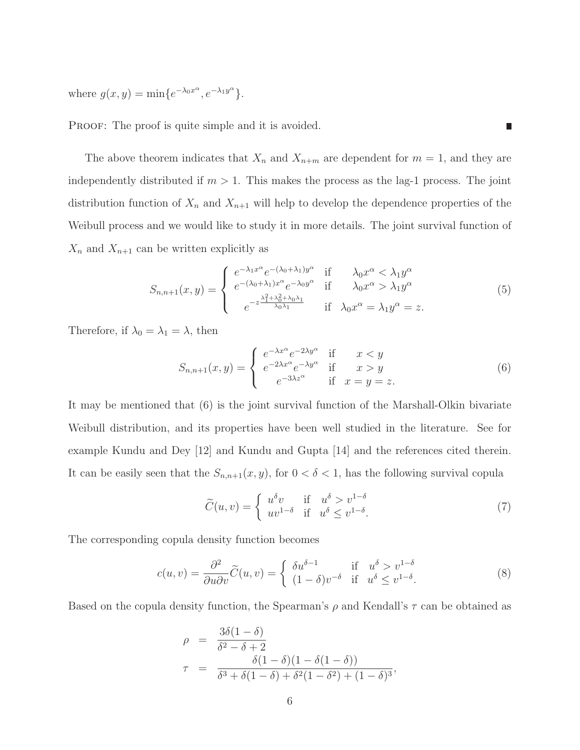where $g(x, y) = \min\{e^{-\lambda_0 x^\alpha}, e^{-\lambda_1 y^\alpha}\}$.

Proof: The proof is quite simple and it is avoided. ∎

The above theorem indicates that $X_n$ and $X_{n+m}$ are dependent for $m = 1$, and they are independently distributed if $m > 1$. This makes the process as the lag-1 process. The joint distribution function of $X_n$ and $X_{n+1}$ will help to develop the dependence properties of the Weibull process and we would like to study it in more details. The joint survival function of $X_n$ and $X_{n+1}$ can be written explicitly as

$$S_{n,n+1}(x, y) = \begin{cases} e^{-\lambda_1 x^\alpha} e^{-(\lambda_0+\lambda_1) y^\alpha} & \text{if} \quad \lambda_0 x^\alpha < \lambda_1 y^\alpha \\ e^{-(\lambda_0+\lambda_1) x^\alpha} e^{-\lambda_0 y^\alpha} & \text{if} \quad \lambda_0 x^\alpha > \lambda_1 y^\alpha \\ e^{-z \frac{\lambda_1^2+\lambda_0^2+\lambda_0\lambda_1}{\lambda_0\lambda_1}} & \text{if} \quad \lambda_0 x^\alpha = \lambda_1 y^\alpha = z. \end{cases} \tag{5}$$

Therefore, if $\lambda_0 = \lambda_1 = \lambda$, then

$$S_{n,n+1}(x, y) = \begin{cases} e^{-\lambda x^\alpha} e^{-2\lambda y^\alpha} & \text{if} \quad x < y \\ e^{-2\lambda x^\alpha} e^{-\lambda y^\alpha} & \text{if} \quad x > y \\ e^{-3\lambda z^\alpha} & \text{if} \quad x = y = z. \end{cases} \tag{6}$$

It may be mentioned that (6) is the joint survival function of the Marshall-Olkin bivariate Weibull distribution, and its properties have been well studied in the literature. See for example Kundu and Dey [12] and Kundu and Gupta [14] and the references cited therein. It can be easily seen that the $S_{n,n+1}(x, y)$, for $0 < \delta < 1$, has the following survival copula

$$\widetilde{C}(u, v) = \begin{cases} u^\delta v & \text{if} \quad u^\delta > v^{1-\delta} \\ u v^{1-\delta} & \text{if} \quad u^\delta \le v^{1-\delta}. \end{cases} \tag{7}$$

The corresponding copula density function becomes

$$c(u, v) = \frac{\partial^2}{\partial u \partial v} \widetilde{C}(u, v) = \begin{cases} \delta u^{\delta-1} & \text{if} \quad u^\delta > v^{1-\delta} \\ (1-\delta) v^{-\delta} & \text{if} \quad u^\delta \le v^{1-\delta}. \end{cases} \tag{8}$$

Based on the copula density function, the Spearman's $\rho$ and Kendall's $\tau$ can be obtained as

$$\begin{aligned} \rho &= \frac{3\delta(1-\delta)}{\delta^2 - \delta + 2} \\ \tau &= \frac{\delta(1-\delta)(1-\delta(1-\delta))}{\delta^3 + \delta(1-\delta) + \delta^2(1-\delta^2) + (1-\delta)^3}, \end{aligned}$$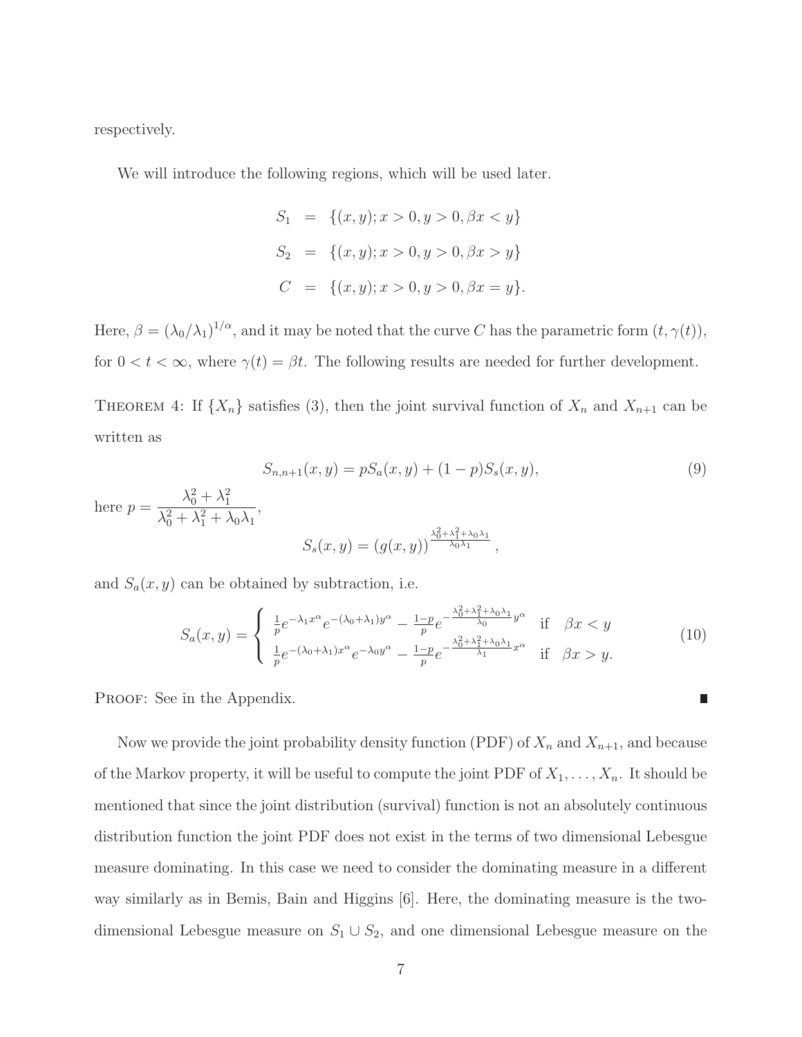respectively.

We will introduce the following regions, which will be used later.

$$
\begin{aligned}
S_1 &= \{(x,y); x>0, y>0, \beta x < y\} \\
S_2 &= \{(x,y); x>0, y>0, \beta x > y\} \\
C &= \{(x,y); x>0, y>0, \beta x = y\}.
\end{aligned}
$$

Here, $\beta = (\lambda_0/\lambda_1)^{1/\alpha}$, and it may be noted that the curve $C$ has the parametric form $(t, \gamma(t))$, for $0 < t < \infty$, where $\gamma(t) = \beta t$. The following results are needed for further development.

THEOREM 4: If $\{X_n\}$ satisfies (3), then the joint survival function of $X_n$ and $X_{n+1}$ can be written as

$$
S_{n,n+1}(x,y) = pS_a(x,y) + (1-p)S_s(x,y), \tag{9}
$$

here $p = \dfrac{\lambda_0^2 + \lambda_1^2}{\lambda_0^2 + \lambda_1^2 + \lambda_0\lambda_1}$,

$$
S_s(x,y) = (g(x,y))^{\frac{\lambda_0^2+\lambda_1^2+\lambda_0\lambda_1}{\lambda_0\lambda_1}},
$$

and $S_a(x,y)$ can be obtained by subtraction, i.e.

$$
S_a(x,y) = \begin{cases} \frac{1}{p}e^{-\lambda_1 x^\alpha}e^{-(\lambda_0+\lambda_1)y^\alpha} - \frac{1-p}{p}e^{-\frac{\lambda_0^2+\lambda_1^2+\lambda_0\lambda_1}{\lambda_0}y^\alpha} & \text{if} \quad \beta x < y \\ \frac{1}{p}e^{-(\lambda_0+\lambda_1)x^\alpha}e^{-\lambda_0 y^\alpha} - \frac{1-p}{p}e^{-\frac{\lambda_0^2+\lambda_1^2+\lambda_0\lambda_1}{\lambda_1}x^\alpha} & \text{if} \quad \beta x > y. \end{cases} \tag{10}
$$

PROOF: See in the Appendix. ∎

Now we provide the joint probability density function (PDF) of $X_n$ and $X_{n+1}$, and because of the Markov property, it will be useful to compute the joint PDF of $X_1, \ldots, X_n$. It should be mentioned that since the joint distribution (survival) function is not an absolutely continuous distribution function the joint PDF does not exist in the terms of two dimensional Lebesgue measure dominating. In this case we need to consider the dominating measure in a different way similarly as in Bemis, Bain and Higgins [6]. Here, the dominating measure is the two-dimensional Lebesgue measure on $S_1 \cup S_2$, and one dimensional Lebesgue measure on the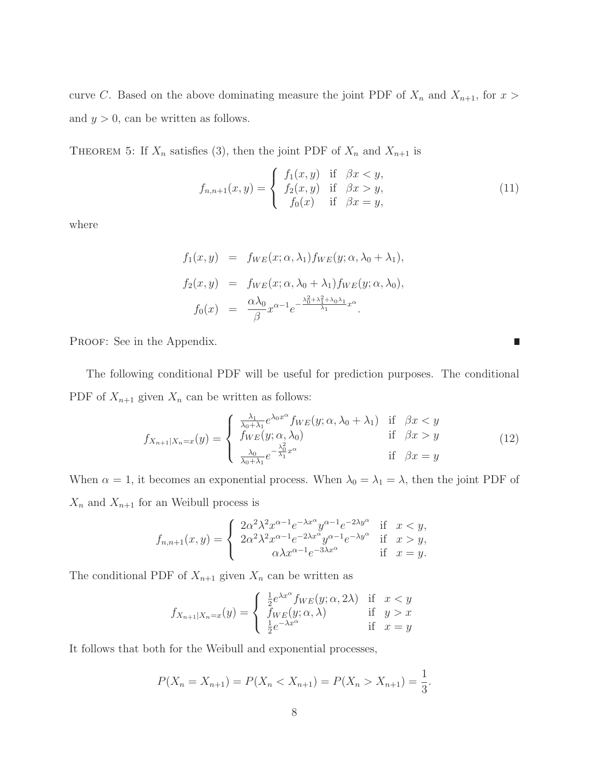curve $C$. Based on the above dominating measure the joint PDF of $X_n$ and $X_{n+1}$, for $x >$ and $y > 0$, can be written as follows.

THEOREM 5: If $X_n$ satisfies (3), then the joint PDF of $X_n$ and $X_{n+1}$ is

$$f_{n,n+1}(x,y) = \begin{cases} f_1(x,y) & \text{if} \quad \beta x < y, \\ f_2(x,y) & \text{if} \quad \beta x > y, \\ f_0(x) & \text{if} \quad \beta x = y, \end{cases} \tag{11}$$

where

$$\begin{aligned} f_1(x,y) &= f_{WE}(x;\alpha,\lambda_1) f_{WE}(y;\alpha,\lambda_0+\lambda_1), \\ f_2(x,y) &= f_{WE}(x;\alpha,\lambda_0+\lambda_1) f_{WE}(y;\alpha,\lambda_0), \\ f_0(x) &= \frac{\alpha\lambda_0}{\beta} x^{\alpha-1} e^{-\frac{\lambda_0^2+\lambda_1^2+\lambda_0\lambda_1}{\lambda_1} x^\alpha}. \end{aligned}$$

PROOF: See in the Appendix. ∎

The following conditional PDF will be useful for prediction purposes. The conditional PDF of $X_{n+1}$ given $X_n$ can be written as follows:

$$f_{X_{n+1}|X_n=x}(y) = \begin{cases} \frac{\lambda_1}{\lambda_0+\lambda_1} e^{\lambda_0 x^\alpha} f_{WE}(y;\alpha,\lambda_0+\lambda_1) & \text{if} \quad \beta x < y \\ f_{WE}(y;\alpha,\lambda_0) & \text{if} \quad \beta x > y \\ \frac{\lambda_0}{\lambda_0+\lambda_1} e^{-\frac{\lambda_0^2}{\lambda_1} x^\alpha} & \text{if} \quad \beta x = y \end{cases} \tag{12}$$

When $\alpha = 1$, it becomes an exponential process. When $\lambda_0 = \lambda_1 = \lambda$, then the joint PDF of $X_n$ and $X_{n+1}$ for an Weibull process is

$$f_{n,n+1}(x,y) = \begin{cases} 2\alpha^2\lambda^2 x^{\alpha-1} e^{-\lambda x^\alpha} y^{\alpha-1} e^{-2\lambda y^\alpha} & \text{if} \quad x < y, \\ 2\alpha^2\lambda^2 x^{\alpha-1} e^{-2\lambda x^\alpha} y^{\alpha-1} e^{-\lambda y^\alpha} & \text{if} \quad x > y, \\ \alpha\lambda x^{\alpha-1} e^{-3\lambda x^\alpha} & \text{if} \quad x = y. \end{cases}$$

The conditional PDF of $X_{n+1}$ given $X_n$ can be written as

$$f_{X_{n+1}|X_n=x}(y) = \begin{cases} \frac{1}{2} e^{\lambda x^\alpha} f_{WE}(y;\alpha,2\lambda) & \text{if} \quad x < y \\ f_{WE}(y;\alpha,\lambda) & \text{if} \quad y > x \\ \frac{1}{2} e^{-\lambda x^\alpha} & \text{if} \quad x = y \end{cases}$$

It follows that both for the Weibull and exponential processes,

$$P(X_n = X_{n+1}) = P(X_n < X_{n+1}) = P(X_n > X_{n+1}) = \frac{1}{3}.$$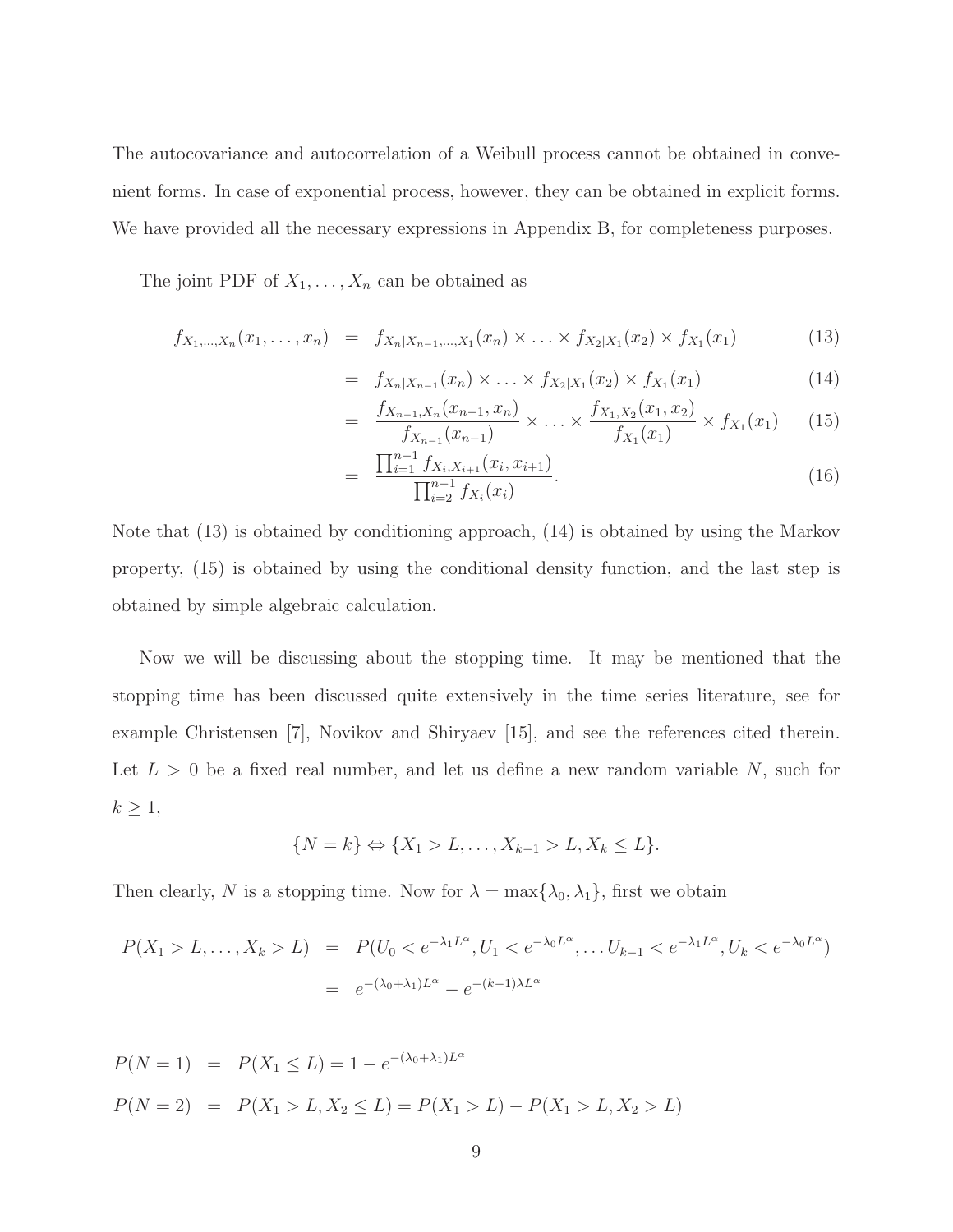The autocovariance and autocorrelation of a Weibull process cannot be obtained in convenient forms. In case of exponential process, however, they can be obtained in explicit forms. We have provided all the necessary expressions in Appendix B, for completeness purposes.

The joint PDF of $X_1, \ldots, X_n$ can be obtained as

$$
\begin{aligned}
f_{X_1,\ldots,X_n}(x_1,\ldots,x_n) &= f_{X_n|X_{n-1},\ldots,X_1}(x_n) \times \ldots \times f_{X_2|X_1}(x_2) \times f_{X_1}(x_1) && (13)\\
&= f_{X_n|X_{n-1}}(x_n) \times \ldots \times f_{X_2|X_1}(x_2) \times f_{X_1}(x_1) && (14)\\
&= \frac{f_{X_{n-1},X_n}(x_{n-1},x_n)}{f_{X_{n-1}}(x_{n-1})} \times \ldots \times \frac{f_{X_1,X_2}(x_1,x_2)}{f_{X_1}(x_1)} \times f_{X_1}(x_1) && (15)\\
&= \frac{\prod_{i=1}^{n-1} f_{X_i,X_{i+1}}(x_i,x_{i+1})}{\prod_{i=2}^{n-1} f_{X_i}(x_i)}. && (16)
\end{aligned}
$$

Note that (13) is obtained by conditioning approach, (14) is obtained by using the Markov property, (15) is obtained by using the conditional density function, and the last step is obtained by simple algebraic calculation.

Now we will be discussing about the stopping time. It may be mentioned that the stopping time has been discussed quite extensively in the time series literature, see for example Christensen [7], Novikov and Shiryaev [15], and see the references cited therein. Let $L > 0$ be a fixed real number, and let us define a new random variable $N$, such for $k \geq 1$,

$$
\{N = k\} \Leftrightarrow \{X_1 > L, \ldots, X_{k-1} > L, X_k \leq L\}.
$$

Then clearly, $N$ is a stopping time. Now for $\lambda = \max\{\lambda_0, \lambda_1\}$, first we obtain

$$
\begin{aligned}
P(X_1 > L, \ldots, X_k > L) &= P(U_0 < e^{-\lambda_1 L^\alpha}, U_1 < e^{-\lambda_0 L^\alpha}, \ldots U_{k-1} < e^{-\lambda_1 L^\alpha}, U_k < e^{-\lambda_0 L^\alpha})\\
&= e^{-(\lambda_0+\lambda_1)L^\alpha} - e^{-(k-1)\lambda L^\alpha}
\end{aligned}
$$

$$
\begin{aligned}
P(N = 1) &= P(X_1 \leq L) = 1 - e^{-(\lambda_0+\lambda_1)L^\alpha}\\
P(N = 2) &= P(X_1 > L, X_2 \leq L) = P(X_1 > L) - P(X_1 > L, X_2 > L)
\end{aligned}
$$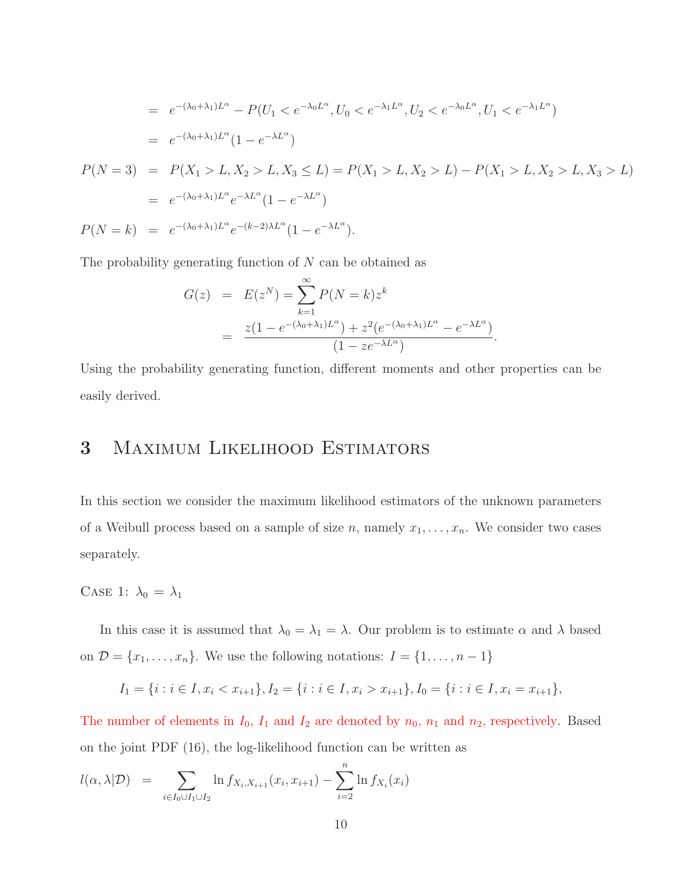$$
\begin{aligned}
&= e^{-(\lambda_0+\lambda_1)L^\alpha} - P(U_1 < e^{-\lambda_0 L^\alpha}, U_0 < e^{-\lambda_1 L^\alpha}, U_2 < e^{-\lambda_0 L^\alpha}, U_1 < e^{-\lambda_1 L^\alpha}) \\
&= e^{-(\lambda_0+\lambda_1)L^\alpha}(1 - e^{-\lambda L^\alpha})
\end{aligned}
$$

$$
\begin{aligned}
P(N=3) &= P(X_1 > L, X_2 > L, X_3 \le L) = P(X_1 > L, X_2 > L) - P(X_1 > L, X_2 > L, X_3 > L) \\
&= e^{-(\lambda_0+\lambda_1)L^\alpha} e^{-\lambda L^\alpha}(1 - e^{-\lambda L^\alpha}) \\
P(N=k) &= e^{-(\lambda_0+\lambda_1)L^\alpha} e^{-(k-2)\lambda L^\alpha}(1 - e^{-\lambda L^\alpha}).
\end{aligned}
$$

The probability generating function of $N$ can be obtained as

$$
\begin{aligned}
G(z) &= E(z^N) = \sum_{k=1}^{\infty} P(N=k) z^k \\
&= \frac{z(1 - e^{-(\lambda_0+\lambda_1)L^\alpha}) + z^2(e^{-(\lambda_0+\lambda_1)L^\alpha} - e^{-\lambda L^\alpha})}{(1 - z e^{-\lambda L^\alpha})}.
\end{aligned}
$$

Using the probability generating function, different moments and other properties can be easily derived.

# 3 Maximum Likelihood Estimators

In this section we consider the maximum likelihood estimators of the unknown parameters of a Weibull process based on a sample of size $n$, namely $x_1, \ldots, x_n$. We consider two cases separately.

Case 1: $\lambda_0 = \lambda_1$

In this case it is assumed that $\lambda_0 = \lambda_1 = \lambda$. Our problem is to estimate $\alpha$ and $\lambda$ based on $\mathcal{D} = \{x_1, \ldots, x_n\}$. We use the following notations: $I = \{1, \ldots, n-1\}$

$$
I_1 = \{i : i \in I, x_i < x_{i+1}\}, I_2 = \{i : i \in I, x_i > x_{i+1}\}, I_0 = \{i : i \in I, x_i = x_{i+1}\},
$$

The number of elements in $I_0$, $I_1$ and $I_2$ are denoted by $n_0$, $n_1$ and $n_2$, respectively. Based on the joint PDF (16), the log-likelihood function can be written as

$$
l(\alpha, \lambda|\mathcal{D}) = \sum_{i \in I_0 \cup I_1 \cup I_2} \ln f_{X_i, X_{i+1}}(x_i, x_{i+1}) - \sum_{i=2}^{n} \ln f_{X_i}(x_i)
$$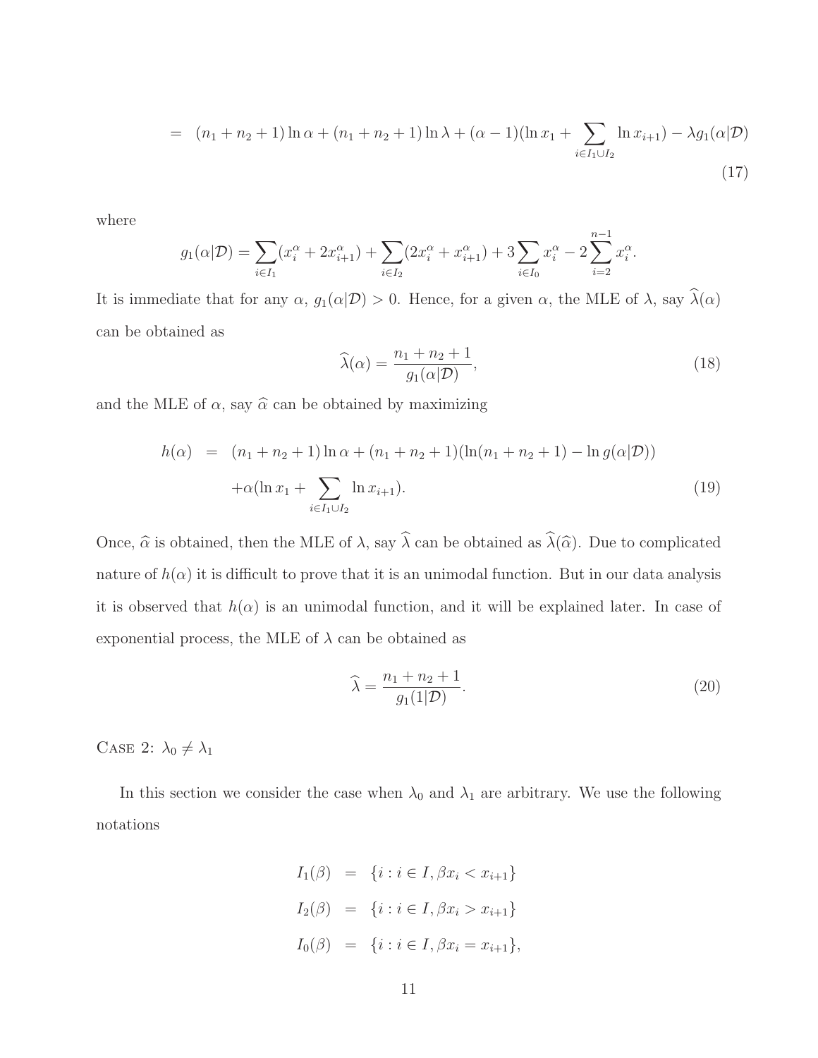$$= (n_1 + n_2 + 1) \ln \alpha + (n_1 + n_2 + 1) \ln \lambda + (\alpha - 1)(\ln x_1 + \sum_{i \in I_1 \cup I_2} \ln x_{i+1}) - \lambda g_1(\alpha|\mathcal{D}) \tag{17}$$

where

$$g_1(\alpha|\mathcal{D}) = \sum_{i \in I_1} (x_i^\alpha + 2x_{i+1}^\alpha) + \sum_{i \in I_2} (2x_i^\alpha + x_{i+1}^\alpha) + 3 \sum_{i \in I_0} x_i^\alpha - 2 \sum_{i=2}^{n-1} x_i^\alpha.$$

It is immediate that for any $\alpha$, $g_1(\alpha|\mathcal{D}) > 0$. Hence, for a given $\alpha$, the MLE of $\lambda$, say $\widehat{\lambda}(\alpha)$ can be obtained as

$$\widehat{\lambda}(\alpha) = \frac{n_1 + n_2 + 1}{g_1(\alpha|\mathcal{D})}, \tag{18}$$

and the MLE of $\alpha$, say $\widehat{\alpha}$ can be obtained by maximizing

$$\begin{aligned} h(\alpha) &= (n_1 + n_2 + 1) \ln \alpha + (n_1 + n_2 + 1)(\ln(n_1 + n_2 + 1) - \ln g(\alpha|\mathcal{D})) \\ &\quad + \alpha(\ln x_1 + \sum_{i \in I_1 \cup I_2} \ln x_{i+1}). \end{aligned} \tag{19}$$

Once, $\widehat{\alpha}$ is obtained, then the MLE of $\lambda$, say $\widehat{\lambda}$ can be obtained as $\widehat{\lambda}(\widehat{\alpha})$. Due to complicated nature of $h(\alpha)$ it is difficult to prove that it is an unimodal function. But in our data analysis it is observed that $h(\alpha)$ is an unimodal function, and it will be explained later. In case of exponential process, the MLE of $\lambda$ can be obtained as

$$\widehat{\lambda} = \frac{n_1 + n_2 + 1}{g_1(1|\mathcal{D})}. \tag{20}$$

Case 2: $\lambda_0 \neq \lambda_1$

In this section we consider the case when $\lambda_0$ and $\lambda_1$ are arbitrary. We use the following notations

$$\begin{aligned} I_1(\beta) &= \{i : i \in I, \beta x_i < x_{i+1}\} \\ I_2(\beta) &= \{i : i \in I, \beta x_i > x_{i+1}\} \\ I_0(\beta) &= \{i : i \in I, \beta x_i = x_{i+1}\}, \end{aligned}$$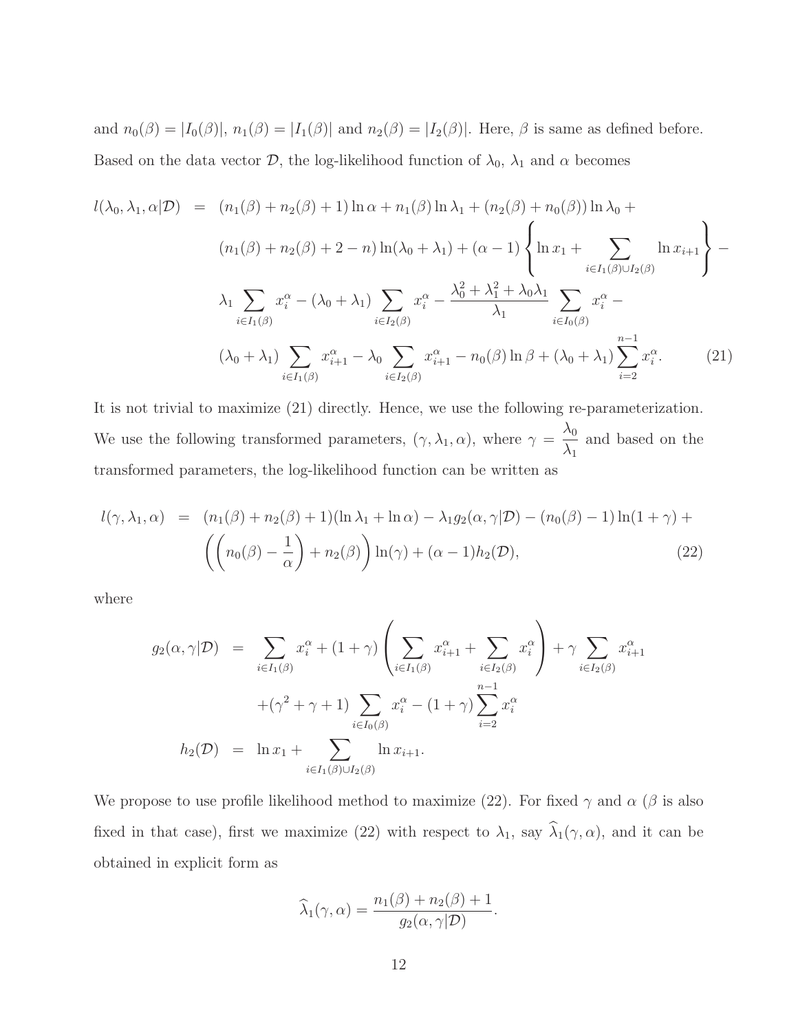and $n_0(\beta) = |I_0(\beta)|$, $n_1(\beta) = |I_1(\beta)|$ and $n_2(\beta) = |I_2(\beta)|$. Here, $\beta$ is same as defined before. Based on the data vector $\mathcal{D}$, the log-likelihood function of $\lambda_0$, $\lambda_1$ and $\alpha$ becomes

$$
\begin{aligned}
l(\lambda_0, \lambda_1, \alpha|\mathcal{D}) \;=\;& (n_1(\beta) + n_2(\beta) + 1)\ln \alpha + n_1(\beta)\ln \lambda_1 + (n_2(\beta) + n_0(\beta))\ln \lambda_0 + \\
& (n_1(\beta) + n_2(\beta) + 2 - n)\ln(\lambda_0 + \lambda_1) + (\alpha - 1)\left\{ \ln x_1 + \sum_{i \in I_1(\beta) \cup I_2(\beta)} \ln x_{i+1} \right\} - \\
& \lambda_1 \sum_{i \in I_1(\beta)} x_i^{\alpha} - (\lambda_0 + \lambda_1) \sum_{i \in I_2(\beta)} x_i^{\alpha} - \frac{\lambda_0^2 + \lambda_1^2 + \lambda_0 \lambda_1}{\lambda_1} \sum_{i \in I_0(\beta)} x_i^{\alpha} - \\
& (\lambda_0 + \lambda_1) \sum_{i \in I_1(\beta)} x_{i+1}^{\alpha} - \lambda_0 \sum_{i \in I_2(\beta)} x_{i+1}^{\alpha} - n_0(\beta)\ln \beta + (\lambda_0 + \lambda_1)\sum_{i=2}^{n-1} x_i^{\alpha}. \qquad (21)
\end{aligned}
$$

It is not trivial to maximize (21) directly. Hence, we use the following re-parameterization. We use the following transformed parameters, $(\gamma, \lambda_1, \alpha)$, where $\gamma = \dfrac{\lambda_0}{\lambda_1}$ and based on the transformed parameters, the log-likelihood function can be written as

$$
\begin{aligned}
l(\gamma, \lambda_1, \alpha) \;=\;& (n_1(\beta) + n_2(\beta) + 1)(\ln \lambda_1 + \ln \alpha) - \lambda_1 g_2(\alpha, \gamma|\mathcal{D}) - (n_0(\beta) - 1)\ln(1 + \gamma) + \\
& \left( \left( n_0(\beta) - \frac{1}{\alpha} \right) + n_2(\beta) \right) \ln(\gamma) + (\alpha - 1) h_2(\mathcal{D}), \qquad (22)
\end{aligned}
$$

where

$$
\begin{aligned}
g_2(\alpha, \gamma|\mathcal{D}) \;=\;& \sum_{i \in I_1(\beta)} x_i^{\alpha} + (1 + \gamma)\left( \sum_{i \in I_1(\beta)} x_{i+1}^{\alpha} + \sum_{i \in I_2(\beta)} x_i^{\alpha} \right) + \gamma \sum_{i \in I_2(\beta)} x_{i+1}^{\alpha} \\
& + (\gamma^2 + \gamma + 1) \sum_{i \in I_0(\beta)} x_i^{\alpha} - (1 + \gamma)\sum_{i=2}^{n-1} x_i^{\alpha} \\
h_2(\mathcal{D}) \;=\;& \ln x_1 + \sum_{i \in I_1(\beta) \cup I_2(\beta)} \ln x_{i+1}.
\end{aligned}
$$

We propose to use profile likelihood method to maximize (22). For fixed $\gamma$ and $\alpha$ ($\beta$ is also fixed in that case), first we maximize (22) with respect to $\lambda_1$, say $\widehat{\lambda}_1(\gamma, \alpha)$, and it can be obtained in explicit form as

$$
\widehat{\lambda}_1(\gamma, \alpha) = \frac{n_1(\beta) + n_2(\beta) + 1}{g_2(\alpha, \gamma|\mathcal{D})}.
$$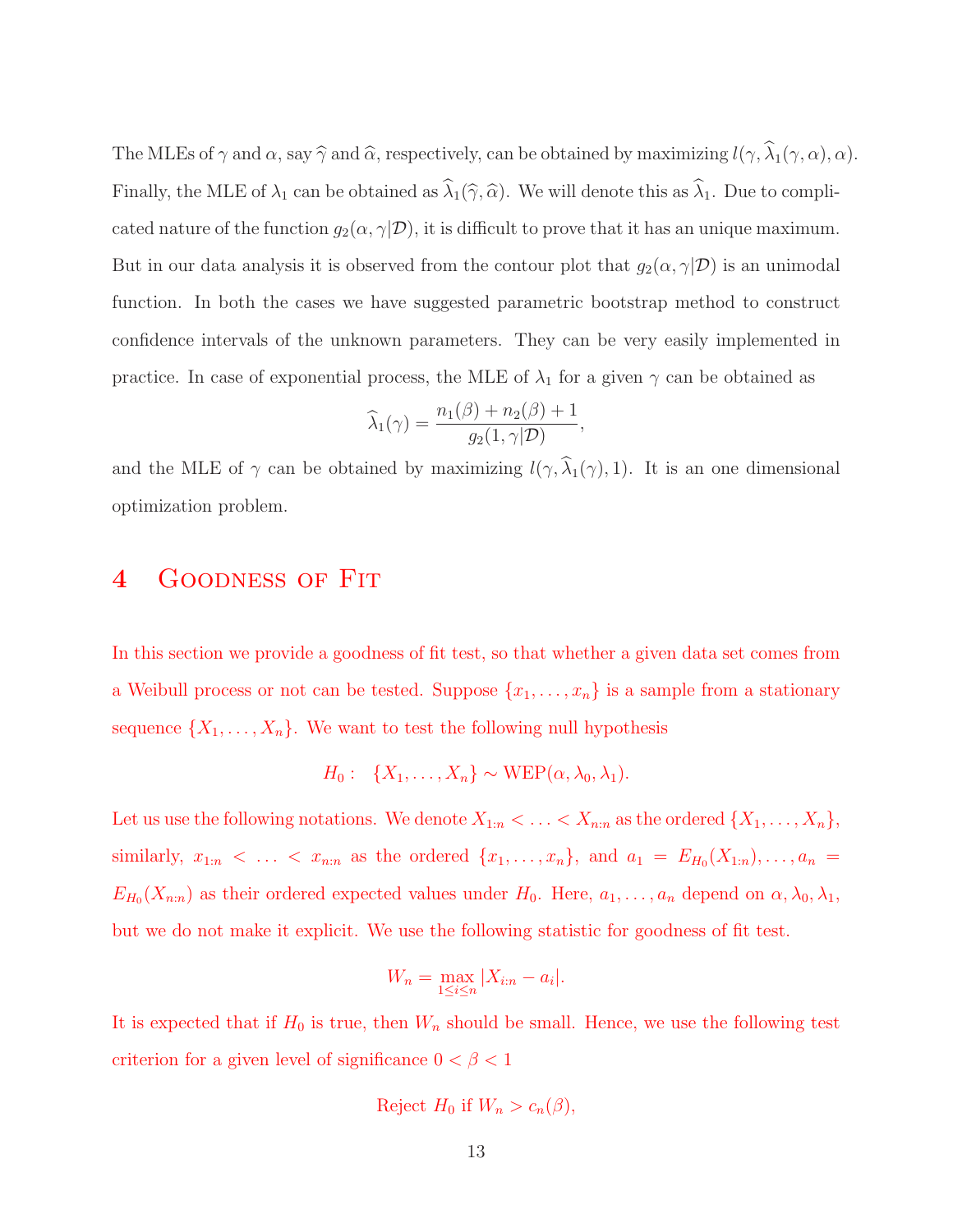The MLEs of $\gamma$ and $\alpha$, say $\widehat{\gamma}$ and $\widehat{\alpha}$, respectively, can be obtained by maximizing $l(\gamma, \widehat{\lambda}_1(\gamma, \alpha), \alpha)$. Finally, the MLE of $\lambda_1$ can be obtained as $\widehat{\lambda}_1(\widehat{\gamma}, \widehat{\alpha})$. We will denote this as $\widehat{\lambda}_1$. Due to complicated nature of the function $g_2(\alpha, \gamma|\mathcal{D})$, it is difficult to prove that it has an unique maximum. But in our data analysis it is observed from the contour plot that $g_2(\alpha, \gamma|\mathcal{D})$ is an unimodal function. In both the cases we have suggested parametric bootstrap method to construct confidence intervals of the unknown parameters. They can be very easily implemented in practice. In case of exponential process, the MLE of $\lambda_1$ for a given $\gamma$ can be obtained as

$$\widehat{\lambda}_1(\gamma) = \frac{n_1(\beta) + n_2(\beta) + 1}{g_2(1, \gamma|\mathcal{D})},$$

and the MLE of $\gamma$ can be obtained by maximizing $l(\gamma, \widehat{\lambda}_1(\gamma), 1)$. It is an one dimensional optimization problem.

# 4 Goodness of Fit

In this section we provide a goodness of fit test, so that whether a given data set comes from a Weibull process or not can be tested. Suppose $\{x_1, \ldots, x_n\}$ is a sample from a stationary sequence $\{X_1, \ldots, X_n\}$. We want to test the following null hypothesis

$$H_0: \quad \{X_1, \ldots, X_n\} \sim \text{WEP}(\alpha, \lambda_0, \lambda_1).$$

Let us use the following notations. We denote $X_{1:n} < \ldots < X_{n:n}$ as the ordered $\{X_1, \ldots, X_n\}$, similarly, $x_{1:n} < \ldots < x_{n:n}$ as the ordered $\{x_1, \ldots, x_n\}$, and $a_1 = E_{H_0}(X_{1:n}), \ldots, a_n = E_{H_0}(X_{n:n})$ as their ordered expected values under $H_0$. Here, $a_1, \ldots, a_n$ depend on $\alpha, \lambda_0, \lambda_1$, but we do not make it explicit. We use the following statistic for goodness of fit test.

$$W_n = \max_{1 \le i \le n} |X_{i:n} - a_i|.$$

It is expected that if $H_0$ is true, then $W_n$ should be small. Hence, we use the following test criterion for a given level of significance $0 < \beta < 1$

$$\text{Reject } H_0 \text{ if } W_n > c_n(\beta),$$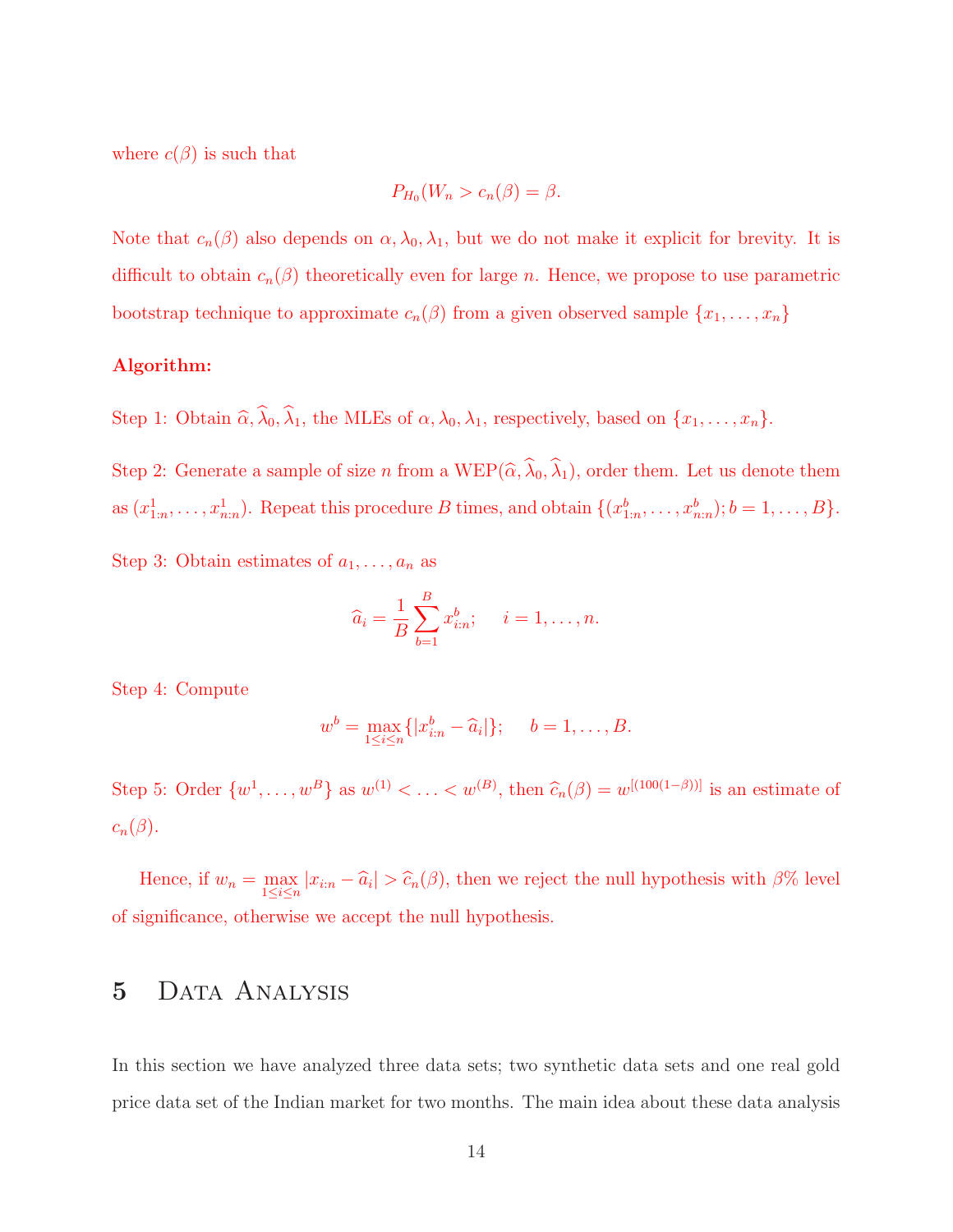where $c(\beta)$ is such that

$$P_{H_0}(W_n > c_n(\beta) = \beta.$$

Note that $c_n(\beta)$ also depends on $\alpha, \lambda_0, \lambda_1$, but we do not make it explicit for brevity. It is difficult to obtain $c_n(\beta)$ theoretically even for large $n$. Hence, we propose to use parametric bootstrap technique to approximate $c_n(\beta)$ from a given observed sample $\{x_1, \ldots, x_n\}$

**Algorithm:**

Step 1: Obtain $\widehat{\alpha}, \widehat{\lambda}_0, \widehat{\lambda}_1$, the MLEs of $\alpha, \lambda_0, \lambda_1$, respectively, based on $\{x_1, \ldots, x_n\}$.

Step 2: Generate a sample of size $n$ from a WEP$(\widehat{\alpha}, \widehat{\lambda}_0, \widehat{\lambda}_1)$, order them. Let us denote them as $(x^1_{1:n}, \ldots, x^1_{n:n})$. Repeat this procedure $B$ times, and obtain $\{(x^b_{1:n}, \ldots, x^b_{n:n}); b = 1, \ldots, B\}$.

Step 3: Obtain estimates of $a_1, \ldots, a_n$ as

$$\widehat{a}_i = \frac{1}{B} \sum_{b=1}^{B} x^b_{i:n}; \quad i = 1, \ldots, n.$$

Step 4: Compute

$$w^b = \max_{1 \le i \le n} \{|x^b_{i:n} - \widehat{a}_i|\}; \quad b = 1, \ldots, B.$$

Step 5: Order $\{w^1, \ldots, w^B\}$ as $w^{(1)} < \ldots < w^{(B)}$, then $\widehat{c}_n(\beta) = w^{[(100(1-\beta))]}$ is an estimate of $c_n(\beta)$.

Hence, if $w_n = \max_{1 \le i \le n} |x_{i:n} - \widehat{a}_i| > \widehat{c}_n(\beta)$, then we reject the null hypothesis with $\beta\%$ level of significance, otherwise we accept the null hypothesis.

# 5 Data Analysis

In this section we have analyzed three data sets; two synthetic data sets and one real gold price data set of the Indian market for two months. The main idea about these data analysis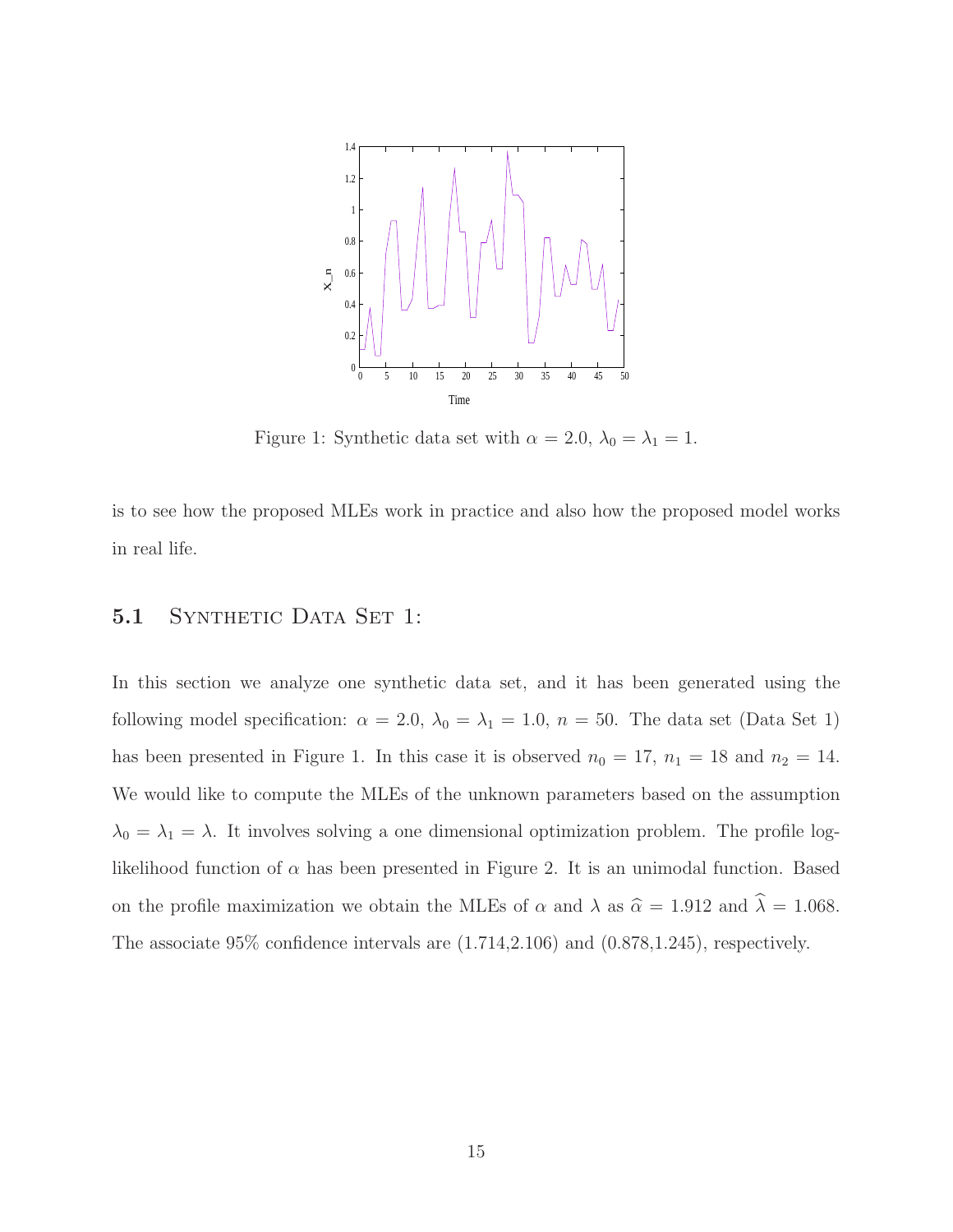Figure 1: Synthetic data set with $\alpha = 2.0$, $\lambda_0 = \lambda_1 = 1$.

is to see how the proposed MLEs work in practice and also how the proposed model works in real life.

### 5.1 Synthetic Data Set 1:

In this section we analyze one synthetic data set, and it has been generated using the following model specification: $\alpha = 2.0$, $\lambda_0 = \lambda_1 = 1.0$, $n = 50$. The data set (Data Set 1) has been presented in Figure 1. In this case it is observed $n_0 = 17$, $n_1 = 18$ and $n_2 = 14$. We would like to compute the MLEs of the unknown parameters based on the assumption $\lambda_0 = \lambda_1 = \lambda$. It involves solving a one dimensional optimization problem. The profile log-likelihood function of $\alpha$ has been presented in Figure 2. It is an unimodal function. Based on the profile maximization we obtain the MLEs of $\alpha$ and $\lambda$ as $\widehat{\alpha} = 1.912$ and $\widehat{\lambda} = 1.068$. The associate 95% confidence intervals are (1.714,2.106) and (0.878,1.245), respectively.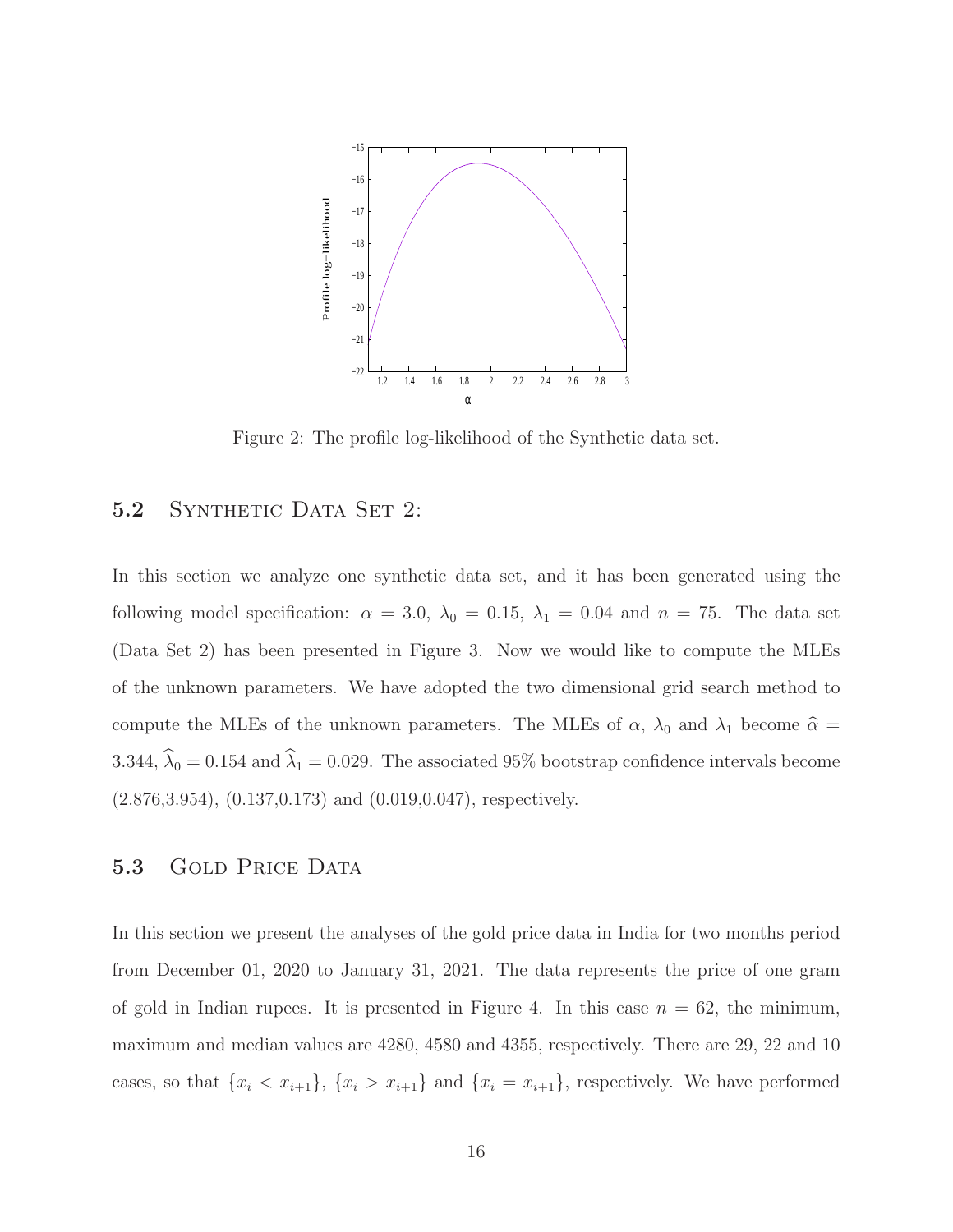Figure 2: The profile log-likelihood of the Synthetic data set.

## 5.2 Synthetic Data Set 2:

In this section we analyze one synthetic data set, and it has been generated using the following model specification: $\alpha = 3.0$, $\lambda_0 = 0.15$, $\lambda_1 = 0.04$ and $n = 75$. The data set (Data Set 2) has been presented in Figure 3. Now we would like to compute the MLEs of the unknown parameters. We have adopted the two dimensional grid search method to compute the MLEs of the unknown parameters. The MLEs of $\alpha$, $\lambda_0$ and $\lambda_1$ become $\widehat{\alpha} = 3.344$, $\widehat{\lambda}_0 = 0.154$ and $\widehat{\lambda}_1 = 0.029$. The associated 95% bootstrap confidence intervals become (2.876,3.954), (0.137,0.173) and (0.019,0.047), respectively.

## 5.3 Gold Price Data

In this section we present the analyses of the gold price data in India for two months period from December 01, 2020 to January 31, 2021. The data represents the price of one gram of gold in Indian rupees. It is presented in Figure 4. In this case $n = 62$, the minimum, maximum and median values are 4280, 4580 and 4355, respectively. There are 29, 22 and 10 cases, so that $\{x_i < x_{i+1}\}$, $\{x_i > x_{i+1}\}$ and $\{x_i = x_{i+1}\}$, respectively. We have performed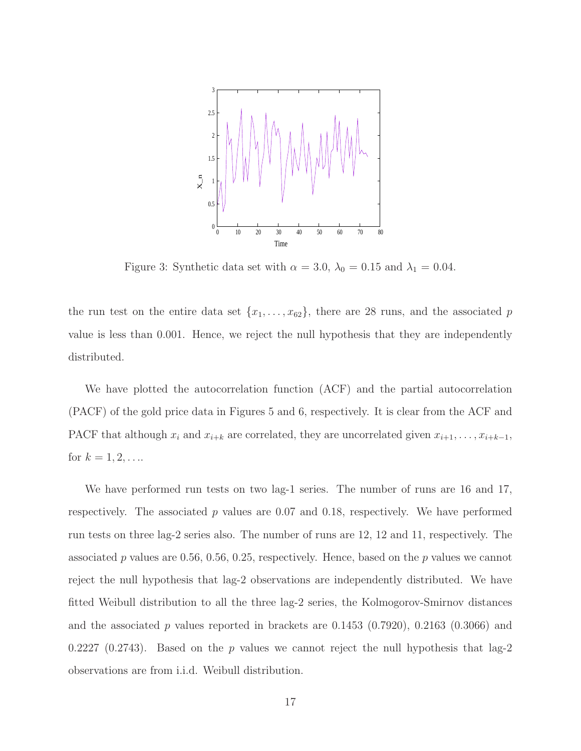Figure 3: Synthetic data set with $\alpha = 3.0$, $\lambda_0 = 0.15$ and $\lambda_1 = 0.04$.

the run test on the entire data set $\{x_1, \ldots, x_{62}\}$, there are 28 runs, and the associated $p$ value is less than 0.001. Hence, we reject the null hypothesis that they are independently distributed.

We have plotted the autocorrelation function (ACF) and the partial autocorrelation (PACF) of the gold price data in Figures 5 and 6, respectively. It is clear from the ACF and PACF that although $x_i$ and $x_{i+k}$ are correlated, they are uncorrelated given $x_{i+1}, \ldots, x_{i+k-1}$, for $k = 1, 2, \ldots$.

We have performed run tests on two lag-1 series. The number of runs are 16 and 17, respectively. The associated $p$ values are 0.07 and 0.18, respectively. We have performed run tests on three lag-2 series also. The number of runs are 12, 12 and 11, respectively. The associated $p$ values are 0.56, 0.56, 0.25, respectively. Hence, based on the $p$ values we cannot reject the null hypothesis that lag-2 observations are independently distributed. We have fitted Weibull distribution to all the three lag-2 series, the Kolmogorov-Smirnov distances and the associated $p$ values reported in brackets are 0.1453 (0.7920), 0.2163 (0.3066) and 0.2227 (0.2743). Based on the $p$ values we cannot reject the null hypothesis that lag-2 observations are from i.i.d. Weibull distribution.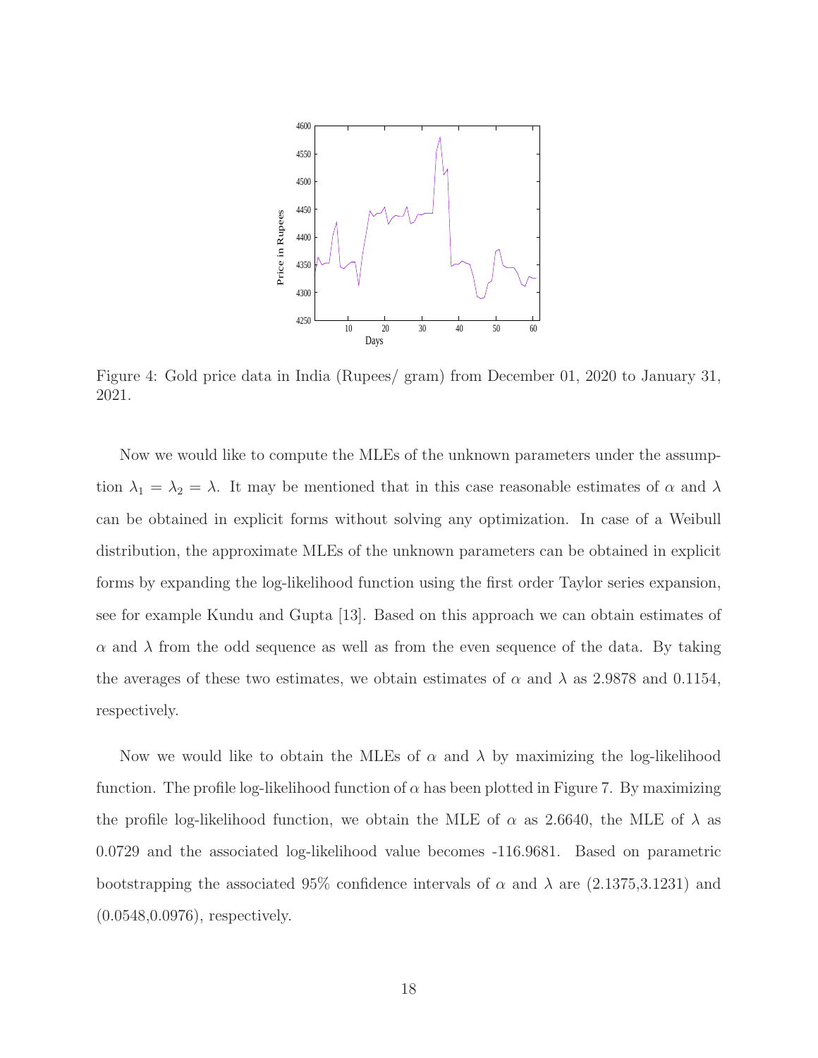Figure 4: Gold price data in India (Rupees/ gram) from December 01, 2020 to January 31, 2021.

Now we would like to compute the MLEs of the unknown parameters under the assumption $\lambda_1 = \lambda_2 = \lambda$. It may be mentioned that in this case reasonable estimates of $\alpha$ and $\lambda$ can be obtained in explicit forms without solving any optimization. In case of a Weibull distribution, the approximate MLEs of the unknown parameters can be obtained in explicit forms by expanding the log-likelihood function using the first order Taylor series expansion, see for example Kundu and Gupta [13]. Based on this approach we can obtain estimates of $\alpha$ and $\lambda$ from the odd sequence as well as from the even sequence of the data. By taking the averages of these two estimates, we obtain estimates of $\alpha$ and $\lambda$ as 2.9878 and 0.1154, respectively.

Now we would like to obtain the MLEs of $\alpha$ and $\lambda$ by maximizing the log-likelihood function. The profile log-likelihood function of $\alpha$ has been plotted in Figure 7. By maximizing the profile log-likelihood function, we obtain the MLE of $\alpha$ as 2.6640, the MLE of $\lambda$ as 0.0729 and the associated log-likelihood value becomes -116.9681. Based on parametric bootstrapping the associated 95% confidence intervals of $\alpha$ and $\lambda$ are (2.1375,3.1231) and (0.0548,0.0976), respectively.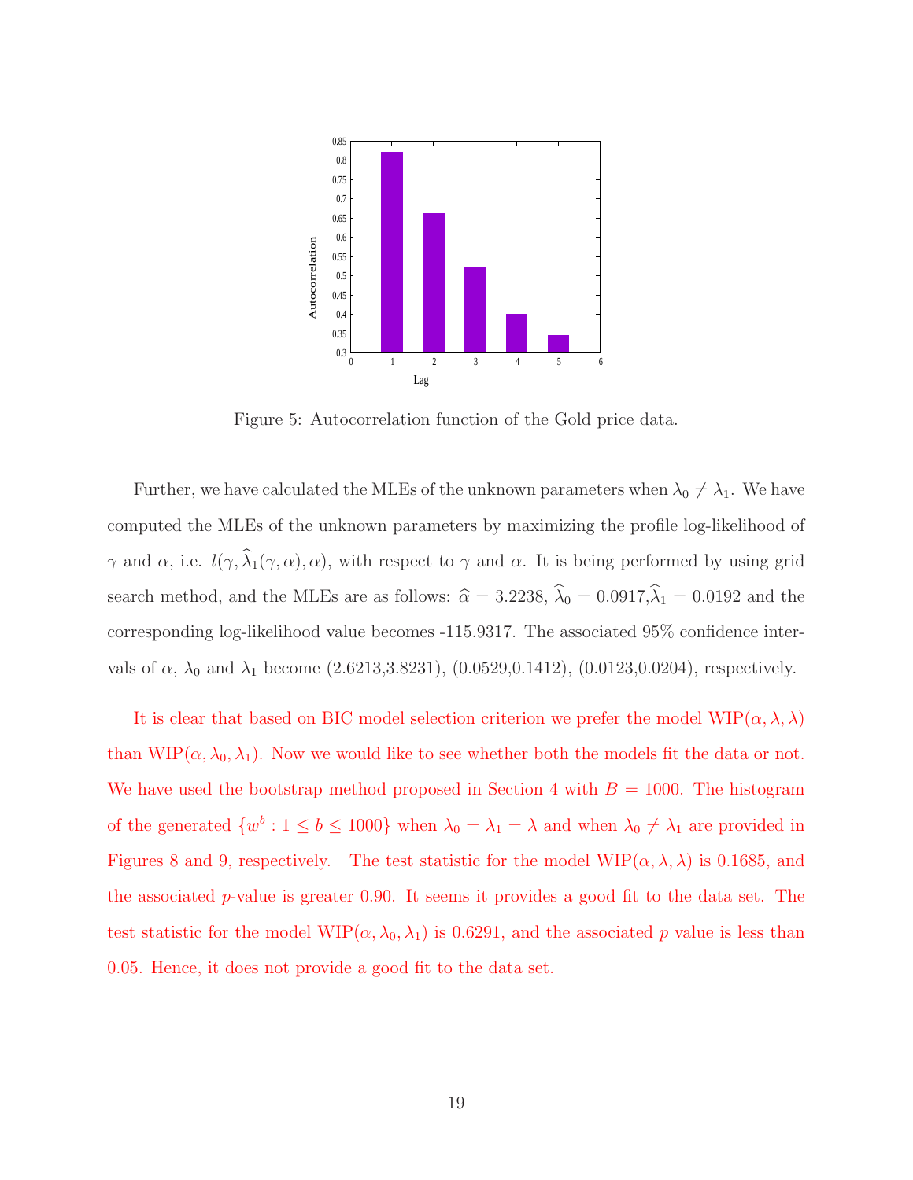Figure 5: Autocorrelation function of the Gold price data.

Further, we have calculated the MLEs of the unknown parameters when $\lambda_0 \neq \lambda_1$. We have computed the MLEs of the unknown parameters by maximizing the profile log-likelihood of $\gamma$ and $\alpha$, i.e. $l(\gamma, \widehat{\lambda}_1(\gamma, \alpha), \alpha)$, with respect to $\gamma$ and $\alpha$. It is being performed by using grid search method, and the MLEs are as follows: $\widehat{\alpha} = 3.2238$, $\widehat{\lambda}_0 = 0.0917$, $\widehat{\lambda}_1 = 0.0192$ and the corresponding log-likelihood value becomes -115.9317. The associated 95% confidence intervals of $\alpha$, $\lambda_0$ and $\lambda_1$ become (2.6213,3.8231), (0.0529,0.1412), (0.0123,0.0204), respectively.

It is clear that based on BIC model selection criterion we prefer the model WIP$(\alpha, \lambda, \lambda)$ than WIP$(\alpha, \lambda_0, \lambda_1)$. Now we would like to see whether both the models fit the data or not. We have used the bootstrap method proposed in Section 4 with $B = 1000$. The histogram of the generated $\{w^b : 1 \leq b \leq 1000\}$ when $\lambda_0 = \lambda_1 = \lambda$ and when $\lambda_0 \neq \lambda_1$ are provided in Figures 8 and 9, respectively. The test statistic for the model WIP$(\alpha, \lambda, \lambda)$ is 0.1685, and the associated $p$-value is greater 0.90. It seems it provides a good fit to the data set. The test statistic for the model WIP$(\alpha, \lambda_0, \lambda_1)$ is 0.6291, and the associated $p$ value is less than 0.05. Hence, it does not provide a good fit to the data set.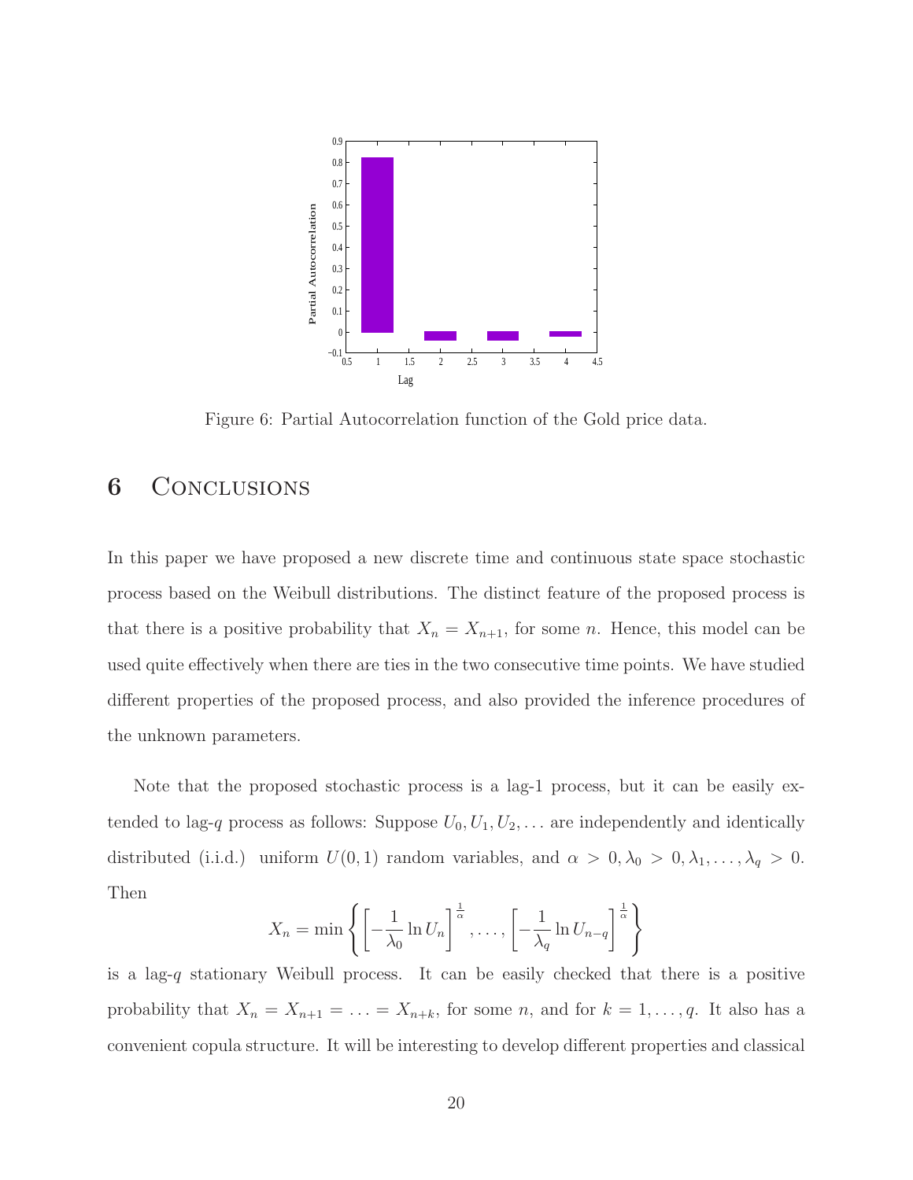Figure 6: Partial Autocorrelation function of the Gold price data.

## 6 Conclusions

In this paper we have proposed a new discrete time and continuous state space stochastic process based on the Weibull distributions. The distinct feature of the proposed process is that there is a positive probability that $X_n = X_{n+1}$, for some $n$. Hence, this model can be used quite effectively when there are ties in the two consecutive time points. We have studied different properties of the proposed process, and also provided the inference procedures of the unknown parameters.

Note that the proposed stochastic process is a lag-1 process, but it can be easily extended to lag-$q$ process as follows: Suppose $U_0, U_1, U_2, \ldots$ are independently and identically distributed (i.i.d.) uniform $U(0,1)$ random variables, and $\alpha > 0, \lambda_0 > 0, \lambda_1, \ldots, \lambda_q > 0$. Then

$$X_n = \min\left\{ \left[ -\frac{1}{\lambda_0} \ln U_n \right]^{\frac{1}{\alpha}}, \ldots, \left[ -\frac{1}{\lambda_q} \ln U_{n-q} \right]^{\frac{1}{\alpha}} \right\}$$

is a lag-$q$ stationary Weibull process. It can be easily checked that there is a positive probability that $X_n = X_{n+1} = \ldots = X_{n+k}$, for some $n$, and for $k = 1, \ldots, q$. It also has a convenient copula structure. It will be interesting to develop different properties and classical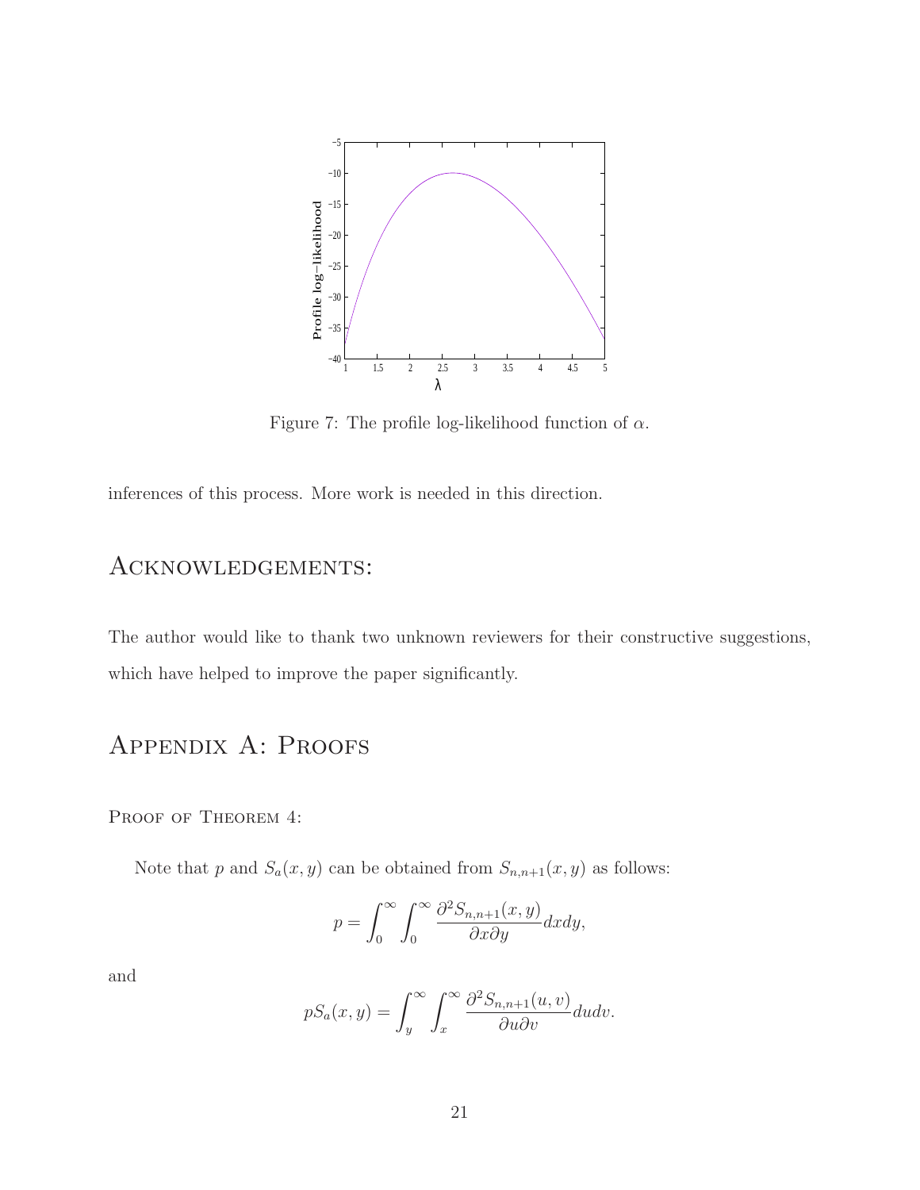Figure 7: The profile log-likelihood function of $\alpha$.

inferences of this process. More work is needed in this direction.

## Acknowledgements:

The author would like to thank two unknown reviewers for their constructive suggestions, which have helped to improve the paper significantly.

## Appendix A: Proofs

Proof of Theorem 4:

Note that $p$ and $S_a(x, y)$ can be obtained from $S_{n,n+1}(x, y)$ as follows:

$$p = \int_0^\infty \int_0^\infty \frac{\partial^2 S_{n,n+1}(x, y)}{\partial x \partial y} dx dy,$$

and

$$p S_a(x, y) = \int_y^\infty \int_x^\infty \frac{\partial^2 S_{n,n+1}(u, v)}{\partial u \partial v} du dv.$$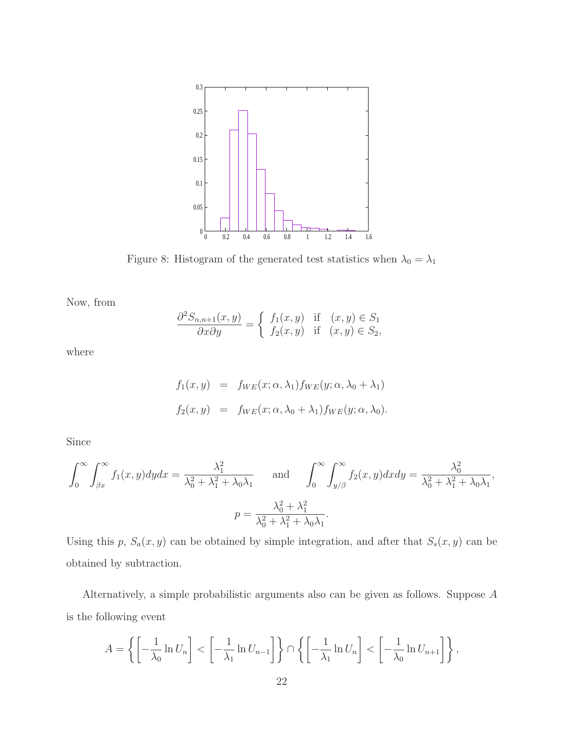Figure 8: Histogram of the generated test statistics when $\lambda_0 = \lambda_1$

Now, from

$$\frac{\partial^2 S_{n,n+1}(x,y)}{\partial x \partial y} = \begin{cases} f_1(x,y) & \text{if} \quad (x,y) \in S_1 \\ f_2(x,y) & \text{if} \quad (x,y) \in S_2, \end{cases}$$

where

$$\begin{aligned} f_1(x,y) &= f_{WE}(x;\alpha,\lambda_1) f_{WE}(y;\alpha,\lambda_0+\lambda_1) \\ f_2(x,y) &= f_{WE}(x;\alpha,\lambda_0+\lambda_1) f_{WE}(y;\alpha,\lambda_0). \end{aligned}$$

Since

$$\int_0^\infty \int_{\beta x}^\infty f_1(x,y) dy dx = \frac{\lambda_1^2}{\lambda_0^2+\lambda_1^2+\lambda_0\lambda_1} \qquad \text{and} \qquad \int_0^\infty \int_{y/\beta}^\infty f_2(x,y) dx dy = \frac{\lambda_0^2}{\lambda_0^2+\lambda_1^2+\lambda_0\lambda_1},$$

$$p = \frac{\lambda_0^2+\lambda_1^2}{\lambda_0^2+\lambda_1^2+\lambda_0\lambda_1}.$$

Using this $p$, $S_a(x,y)$ can be obtained by simple integration, and after that $S_s(x,y)$ can be obtained by subtraction.

Alternatively, a simple probabilistic arguments also can be given as follows. Suppose $A$ is the following event

$$A = \left\{ \left[ -\frac{1}{\lambda_0} \ln U_n \right] < \left[ -\frac{1}{\lambda_1} \ln U_{n-1} \right] \right\} \cap \left\{ \left[ -\frac{1}{\lambda_1} \ln U_n \right] < \left[ -\frac{1}{\lambda_0} \ln U_{n+1} \right] \right\},$$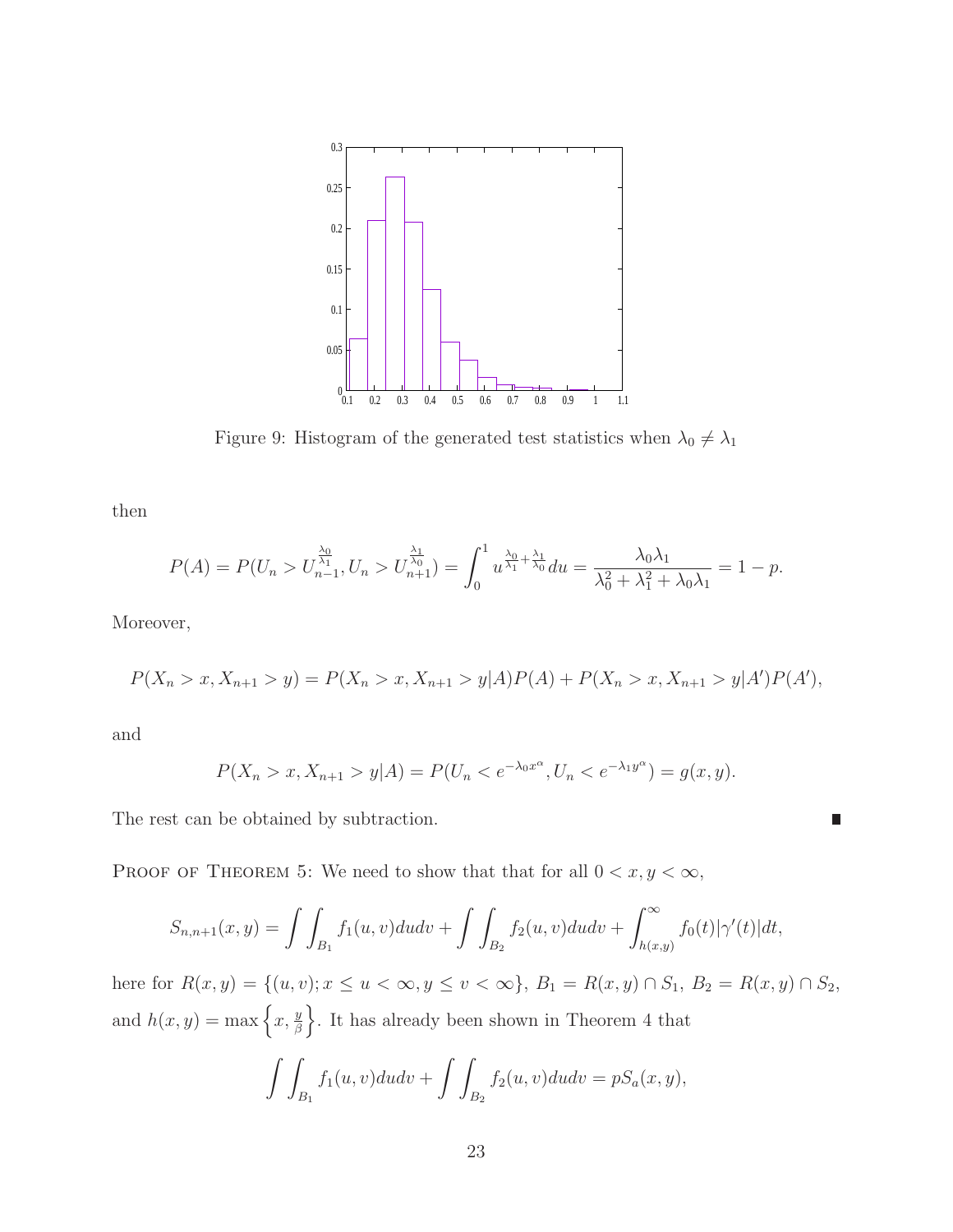Figure 9: Histogram of the generated test statistics when $\lambda_0 \neq \lambda_1$

then

$$P(A) = P(U_n > U_{n-1}^{\frac{\lambda_0}{\lambda_1}}, U_n > U_{n+1}^{\frac{\lambda_1}{\lambda_0}}) = \int_0^1 u^{\frac{\lambda_0}{\lambda_1} + \frac{\lambda_1}{\lambda_0}} du = \frac{\lambda_0 \lambda_1}{\lambda_0^2 + \lambda_1^2 + \lambda_0 \lambda_1} = 1 - p.$$

Moreover,

$$P(X_n > x, X_{n+1} > y) = P(X_n > x, X_{n+1} > y | A) P(A) + P(X_n > x, X_{n+1} > y | A') P(A'),$$

and

$$P(X_n > x, X_{n+1} > y | A) = P(U_n < e^{-\lambda_0 x^\alpha}, U_n < e^{-\lambda_1 y^\alpha}) = g(x, y).$$

The rest can be obtained by subtraction. ■

Proof of Theorem 5: We need to show that that for all $0 < x, y < \infty$,

$$S_{n,n+1}(x, y) = \int\int_{B_1} f_1(u, v) du dv + \int\int_{B_2} f_2(u, v) du dv + \int_{h(x,y)}^{\infty} f_0(t) |\gamma'(t)| dt,$$

here for $R(x, y) = \{(u, v); x \le u < \infty, y \le v < \infty\}$, $B_1 = R(x, y) \cap S_1$, $B_2 = R(x, y) \cap S_2$, and $h(x, y) = \max\left\{x, \frac{y}{\beta}\right\}$. It has already been shown in Theorem 4 that

$$\int\int_{B_1} f_1(u, v) du dv + \int\int_{B_2} f_2(u, v) du dv = p S_a(x, y),$$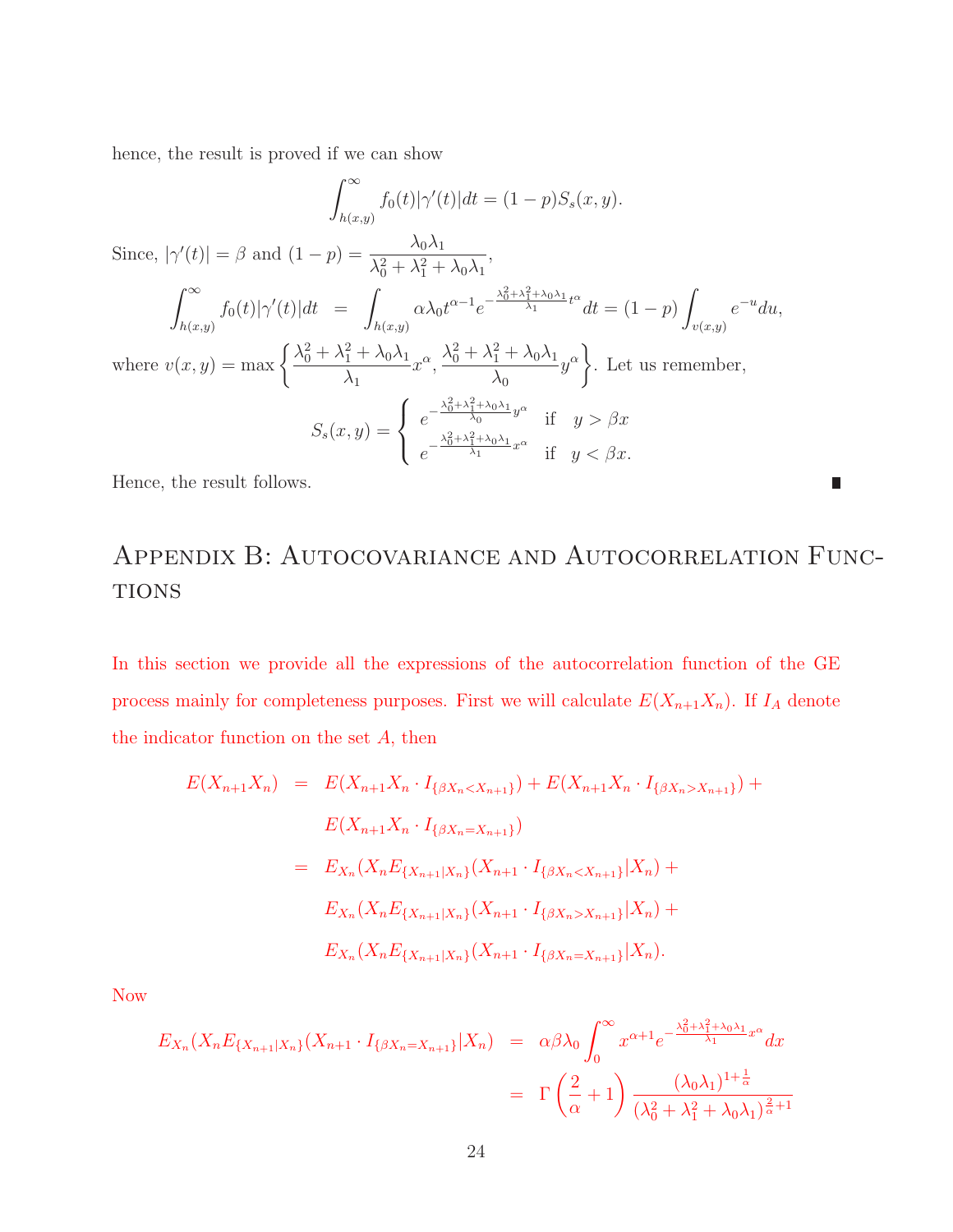hence, the result is proved if we can show

$$\int_{h(x,y)}^{\infty} f_0(t)|\gamma'(t)|dt = (1-p)S_s(x,y).$$

Since, $|\gamma'(t)| = \beta$ and $(1-p) = \dfrac{\lambda_0\lambda_1}{\lambda_0^2+\lambda_1^2+\lambda_0\lambda_1}$,

$$\int_{h(x,y)}^{\infty} f_0(t)|\gamma'(t)|dt = \int_{h(x,y)} \alpha\lambda_0 t^{\alpha-1} e^{-\frac{\lambda_0^2+\lambda_1^2+\lambda_0\lambda_1}{\lambda_1}t^\alpha} dt = (1-p)\int_{v(x,y)} e^{-u}du,$$

where $v(x,y) = \max\left\{\dfrac{\lambda_0^2+\lambda_1^2+\lambda_0\lambda_1}{\lambda_1}x^\alpha, \dfrac{\lambda_0^2+\lambda_1^2+\lambda_0\lambda_1}{\lambda_0}y^\alpha\right\}$. Let us remember,

$$S_s(x,y) = \begin{cases} e^{-\frac{\lambda_0^2+\lambda_1^2+\lambda_0\lambda_1}{\lambda_0}y^\alpha} & \text{if} \quad y > \beta x \\ e^{-\frac{\lambda_0^2+\lambda_1^2+\lambda_0\lambda_1}{\lambda_1}x^\alpha} & \text{if} \quad y < \beta x. \end{cases}$$

Hence, the result follows. ∎

## Appendix B: Autocovariance and Autocorrelation Functions

In this section we provide all the expressions of the autocorrelation function of the GE process mainly for completeness purposes. First we will calculate $E(X_{n+1}X_n)$. If $I_A$ denote the indicator function on the set $A$, then

$$\begin{aligned}
E(X_{n+1}X_n) &= E(X_{n+1}X_n \cdot I_{\{\beta X_n < X_{n+1}\}}) + E(X_{n+1}X_n \cdot I_{\{\beta X_n > X_{n+1}\}}) + \\
&\quad E(X_{n+1}X_n \cdot I_{\{\beta X_n = X_{n+1}\}}) \\
&= E_{X_n}(X_n E_{\{X_{n+1}|X_n\}}(X_{n+1} \cdot I_{\{\beta X_n < X_{n+1}\}}|X_n) + \\
&\quad E_{X_n}(X_n E_{\{X_{n+1}|X_n\}}(X_{n+1} \cdot I_{\{\beta X_n > X_{n+1}\}}|X_n) + \\
&\quad E_{X_n}(X_n E_{\{X_{n+1}|X_n\}}(X_{n+1} \cdot I_{\{\beta X_n = X_{n+1}\}}|X_n).
\end{aligned}$$

Now

$$\begin{aligned}
E_{X_n}(X_n E_{\{X_{n+1}|X_n\}}(X_{n+1} \cdot I_{\{\beta X_n = X_{n+1}\}}|X_n) &= \alpha\beta\lambda_0 \int_0^\infty x^{\alpha+1} e^{-\frac{\lambda_0^2+\lambda_1^2+\lambda_0\lambda_1}{\lambda_1}x^\alpha} dx \\
&= \Gamma\left(\frac{2}{\alpha}+1\right) \frac{(\lambda_0\lambda_1)^{1+\frac{1}{\alpha}}}{(\lambda_0^2+\lambda_1^2+\lambda_0\lambda_1)^{\frac{2}{\alpha}+1}}
\end{aligned}$$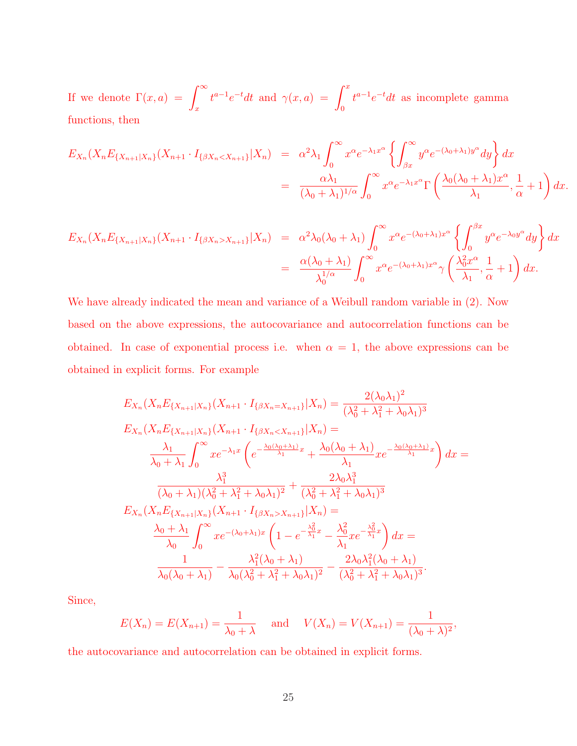If we denote $\Gamma(x,a) = \displaystyle\int_x^\infty t^{a-1}e^{-t}dt$ and $\gamma(x,a) = \displaystyle\int_0^x t^{a-1}e^{-t}dt$ as incomplete gamma functions, then

$$
\begin{aligned}
E_{X_n}(X_n E_{\{X_{n+1}|X_n\}}(X_{n+1}\cdot I_{\{\beta X_n < X_{n+1}\}}|X_n) &= \alpha^2\lambda_1 \int_0^\infty x^\alpha e^{-\lambda_1 x^\alpha}\left\{\int_{\beta x}^\infty y^\alpha e^{-(\lambda_0+\lambda_1)y^\alpha}dy\right\}dx \\
&= \frac{\alpha\lambda_1}{(\lambda_0+\lambda_1)^{1/\alpha}}\int_0^\infty x^\alpha e^{-\lambda_1 x^\alpha}\Gamma\left(\frac{\lambda_0(\lambda_0+\lambda_1)x^\alpha}{\lambda_1},\frac{1}{\alpha}+1\right)dx.
\end{aligned}
$$

$$
\begin{aligned}
E_{X_n}(X_n E_{\{X_{n+1}|X_n\}}(X_{n+1}\cdot I_{\{\beta X_n > X_{n+1}\}}|X_n) &= \alpha^2\lambda_0(\lambda_0+\lambda_1) \int_0^\infty x^\alpha e^{-(\lambda_0+\lambda_1) x^\alpha}\left\{\int_0^{\beta x} y^\alpha e^{-\lambda_0 y^\alpha}dy\right\}dx \\
&= \frac{\alpha(\lambda_0+\lambda_1)}{\lambda_0^{1/\alpha}}\int_0^\infty x^\alpha e^{-(\lambda_0+\lambda_1) x^\alpha}\gamma\left(\frac{\lambda_0^2 x^\alpha}{\lambda_1},\frac{1}{\alpha}+1\right)dx.
\end{aligned}
$$

We have already indicated the mean and variance of a Weibull random variable in (2). Now based on the above expressions, the autocovariance and autocorrelation functions can be obtained. In case of exponential process i.e. when $\alpha = 1$, the above expressions can be obtained in explicit forms. For example

$$
E_{X_n}(X_n E_{\{X_{n+1}|X_n\}}(X_{n+1}\cdot I_{\{\beta X_n = X_{n+1}\}}|X_n) = \frac{2(\lambda_0\lambda_1)^2}{(\lambda_0^2+\lambda_1^2+\lambda_0\lambda_1)^3}
$$

$$
\begin{aligned}
&E_{X_n}(X_n E_{\{X_{n+1}|X_n\}}(X_{n+1}\cdot I_{\{\beta X_n < X_{n+1}\}}|X_n) = \\
&\quad \frac{\lambda_1}{\lambda_0+\lambda_1}\int_0^\infty x e^{-\lambda_1 x}\left(e^{-\frac{\lambda_0(\lambda_0+\lambda_1)}{\lambda_1}x} + \frac{\lambda_0(\lambda_0+\lambda_1)}{\lambda_1} x e^{-\frac{\lambda_0(\lambda_0+\lambda_1)}{\lambda_1}x}\right)dx = \\
&\quad \frac{\lambda_1^3}{(\lambda_0+\lambda_1)(\lambda_0^2+\lambda_1^2+\lambda_0\lambda_1)^2} + \frac{2\lambda_0\lambda_1^3}{(\lambda_0^2+\lambda_1^2+\lambda_0\lambda_1)^3}
\end{aligned}
$$

$$
\begin{aligned}
&E_{X_n}(X_n E_{\{X_{n+1}|X_n\}}(X_{n+1}\cdot I_{\{\beta X_n > X_{n+1}\}}|X_n) = \\
&\quad \frac{\lambda_0+\lambda_1}{\lambda_0}\int_0^\infty x e^{-(\lambda_0+\lambda_1) x}\left(1 - e^{-\frac{\lambda_0^2}{\lambda_1}x} - \frac{\lambda_0^2}{\lambda_1} x e^{-\frac{\lambda_0^2}{\lambda_1}x}\right)dx = \\
&\quad \frac{1}{\lambda_0(\lambda_0+\lambda_1)} - \frac{\lambda_1^2(\lambda_0+\lambda_1)}{\lambda_0(\lambda_0^2+\lambda_1^2+\lambda_0\lambda_1)^2} - \frac{2\lambda_0\lambda_1^2(\lambda_0+\lambda_1)}{(\lambda_0^2+\lambda_1^2+\lambda_0\lambda_1)^3}.
\end{aligned}
$$

Since,

$$
E(X_n) = E(X_{n+1}) = \frac{1}{\lambda_0+\lambda} \quad \text{and} \quad V(X_n) = V(X_{n+1}) = \frac{1}{(\lambda_0+\lambda)^2},
$$

the autocovariance and autocorrelation can be obtained in explicit forms.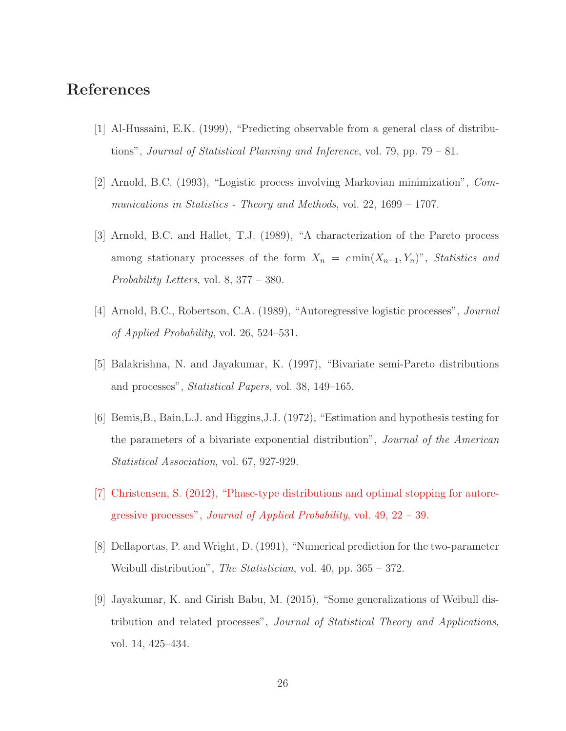# References

[1] Al-Hussaini, E.K. (1999), "Predicting observable from a general class of distributions", *Journal of Statistical Planning and Inference*, vol. 79, pp. 79 – 81.

[2] Arnold, B.C. (1993), "Logistic process involving Markovian minimization", *Communications in Statistics - Theory and Methods*, vol. 22, 1699 – 1707.

[3] Arnold, B.C. and Hallet, T.J. (1989), "A characterization of the Pareto process among stationary processes of the form $X_n = c\min(X_{n-1}, Y_n)$", *Statistics and Probability Letters*, vol. 8, 377 – 380.

[4] Arnold, B.C., Robertson, C.A. (1989), "Autoregressive logistic processes", *Journal of Applied Probability*, vol. 26, 524–531.

[5] Balakrishna, N. and Jayakumar, K. (1997), "Bivariate semi-Pareto distributions and processes", *Statistical Papers*, vol. 38, 149–165.

[6] Bemis,B., Bain,L.J. and Higgins,J.J. (1972), "Estimation and hypothesis testing for the parameters of a bivariate exponential distribution", *Journal of the American Statistical Association*, vol. 67, 927-929.

[7] Christensen, S. (2012), "Phase-type distributions and optimal stopping for autoregressive processes", *Journal of Applied Probability*, vol. 49, 22 – 39.

[8] Dellaportas, P. and Wright, D. (1991), "Numerical prediction for the two-parameter Weibull distribution", *The Statistician*, vol. 40, pp. 365 – 372.

[9] Jayakumar, K. and Girish Babu, M. (2015), "Some generalizations of Weibull distribution and related processes", *Journal of Statistical Theory and Applications*, vol. 14, 425–434.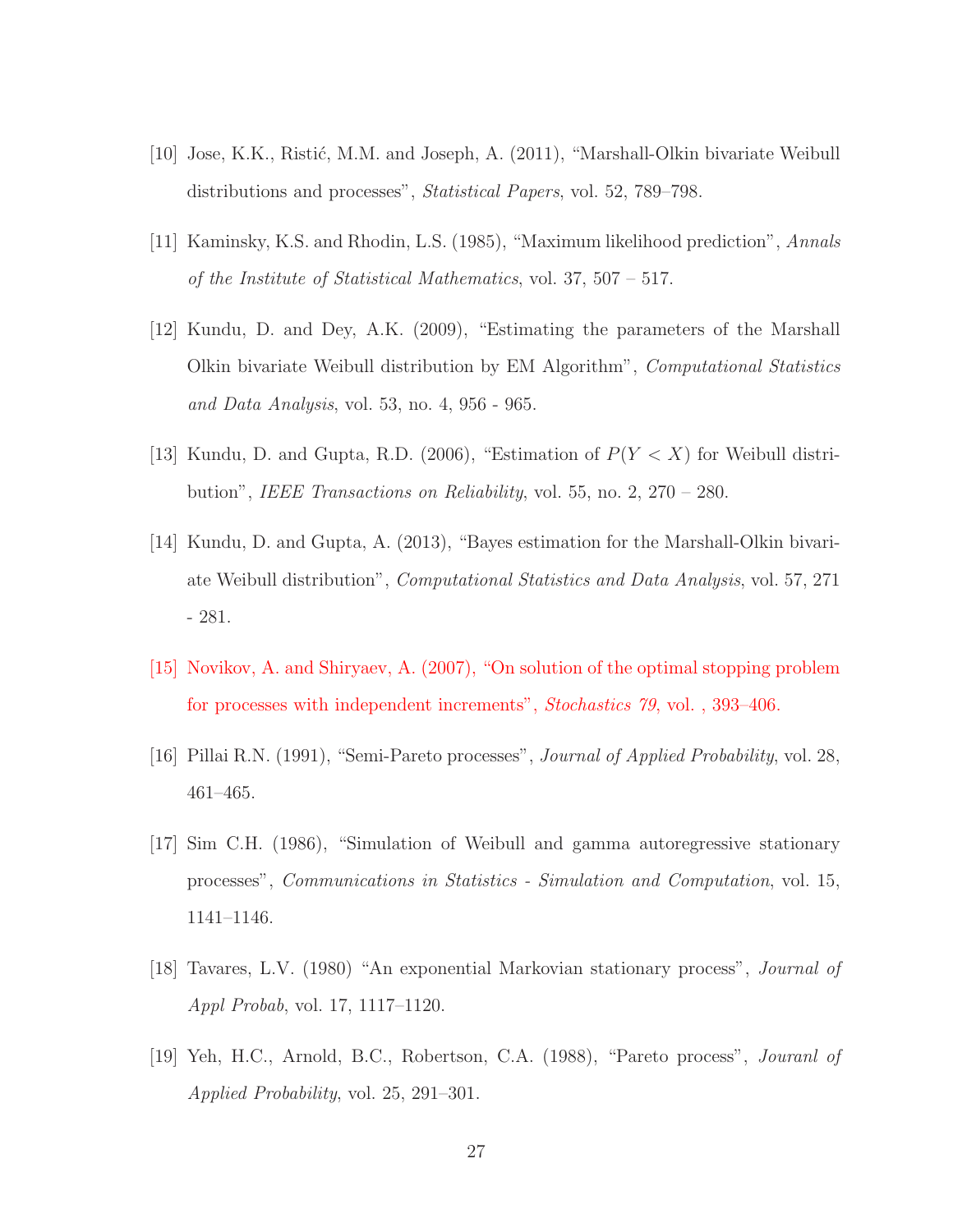[10] Jose, K.K., Ristić, M.M. and Joseph, A. (2011), "Marshall-Olkin bivariate Weibull distributions and processes", *Statistical Papers*, vol. 52, 789–798.

[11] Kaminsky, K.S. and Rhodin, L.S. (1985), "Maximum likelihood prediction", *Annals of the Institute of Statistical Mathematics*, vol. 37, 507 – 517.

[12] Kundu, D. and Dey, A.K. (2009), "Estimating the parameters of the Marshall Olkin bivariate Weibull distribution by EM Algorithm", *Computational Statistics and Data Analysis*, vol. 53, no. 4, 956 - 965.

[13] Kundu, D. and Gupta, R.D. (2006), "Estimation of $P(Y < X)$ for Weibull distribution", *IEEE Transactions on Reliability*, vol. 55, no. 2, 270 – 280.

[14] Kundu, D. and Gupta, A. (2013), "Bayes estimation for the Marshall-Olkin bivariate Weibull distribution", *Computational Statistics and Data Analysis*, vol. 57, 271 - 281.

[15] Novikov, A. and Shiryaev, A. (2007), "On solution of the optimal stopping problem for processes with independent increments", *Stochastics 79*, vol. , 393–406.

[16] Pillai R.N. (1991), "Semi-Pareto processes", *Journal of Applied Probability*, vol. 28, 461–465.

[17] Sim C.H. (1986), "Simulation of Weibull and gamma autoregressive stationary processes", *Communications in Statistics - Simulation and Computation*, vol. 15, 1141–1146.

[18] Tavares, L.V. (1980) "An exponential Markovian stationary process", *Journal of Appl Probab*, vol. 17, 1117–1120.

[19] Yeh, H.C., Arnold, B.C., Robertson, C.A. (1988), "Pareto process", *Jouranl of Applied Probability*, vol. 25, 291–301.